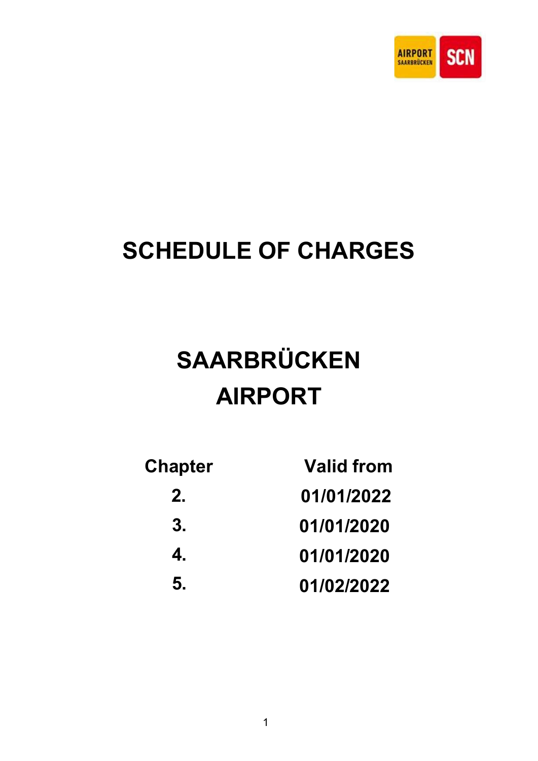# SCHEDULE OF CHARGES

# SAARBRÜCKEN AIRPORT

| Chapter | Valid from |
|---|---|
| 2. | 01/01/2022 |
| 3. | 01/01/2020 |
| 4. | 01/01/2020 |
| 5. | 01/02/2022 |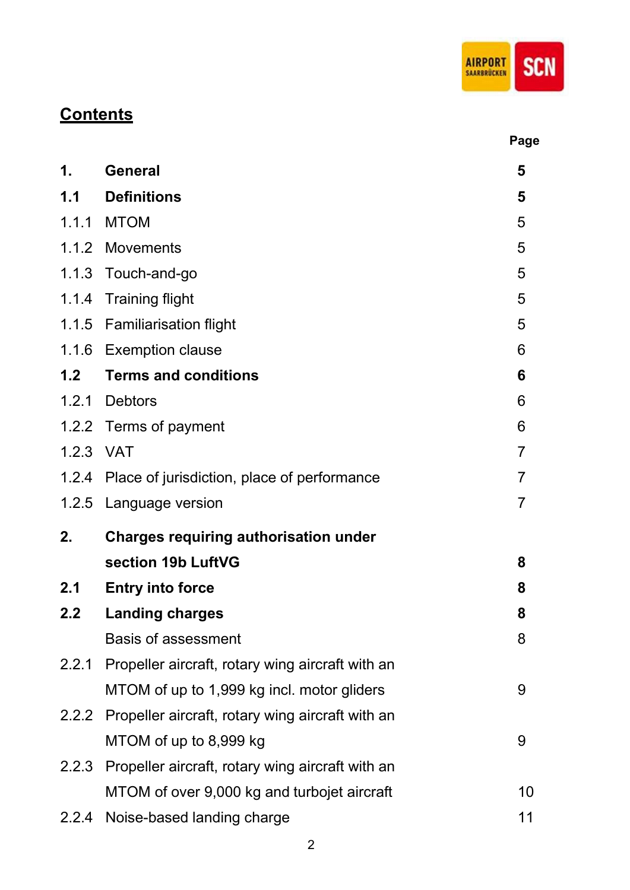## Contents

| | | Page |
|---|---|---|
| **1.** | **General** | **5** |
| **1.1** | **Definitions** | **5** |
| 1.1.1 | MTOM | 5 |
| 1.1.2 | Movements | 5 |
| 1.1.3 | Touch-and-go | 5 |
| 1.1.4 | Training flight | 5 |
| 1.1.5 | Familiarisation flight | 5 |
| 1.1.6 | Exemption clause | 6 |
| **1.2** | **Terms and conditions** | **6** |
| 1.2.1 | Debtors | 6 |
| 1.2.2 | Terms of payment | 6 |
| 1.2.3 | VAT | 7 |
| 1.2.4 | Place of jurisdiction, place of performance | 7 |
| 1.2.5 | Language version | 7 |
| **2.** | **Charges requiring authorisation under section 19b LuftVG** | **8** |
| **2.1** | **Entry into force** | **8** |
| **2.2** | **Landing charges** | **8** |
| | Basis of assessment | 8 |
| 2.2.1 | Propeller aircraft, rotary wing aircraft with an MTOM of up to 1,999 kg incl. motor gliders | 9 |
| 2.2.2 | Propeller aircraft, rotary wing aircraft with an MTOM of up to 8,999 kg | 9 |
| 2.2.3 | Propeller aircraft, rotary wing aircraft with an MTOM of over 9,000 kg and turbojet aircraft | 10 |
| 2.2.4 | Noise-based landing charge | 11 |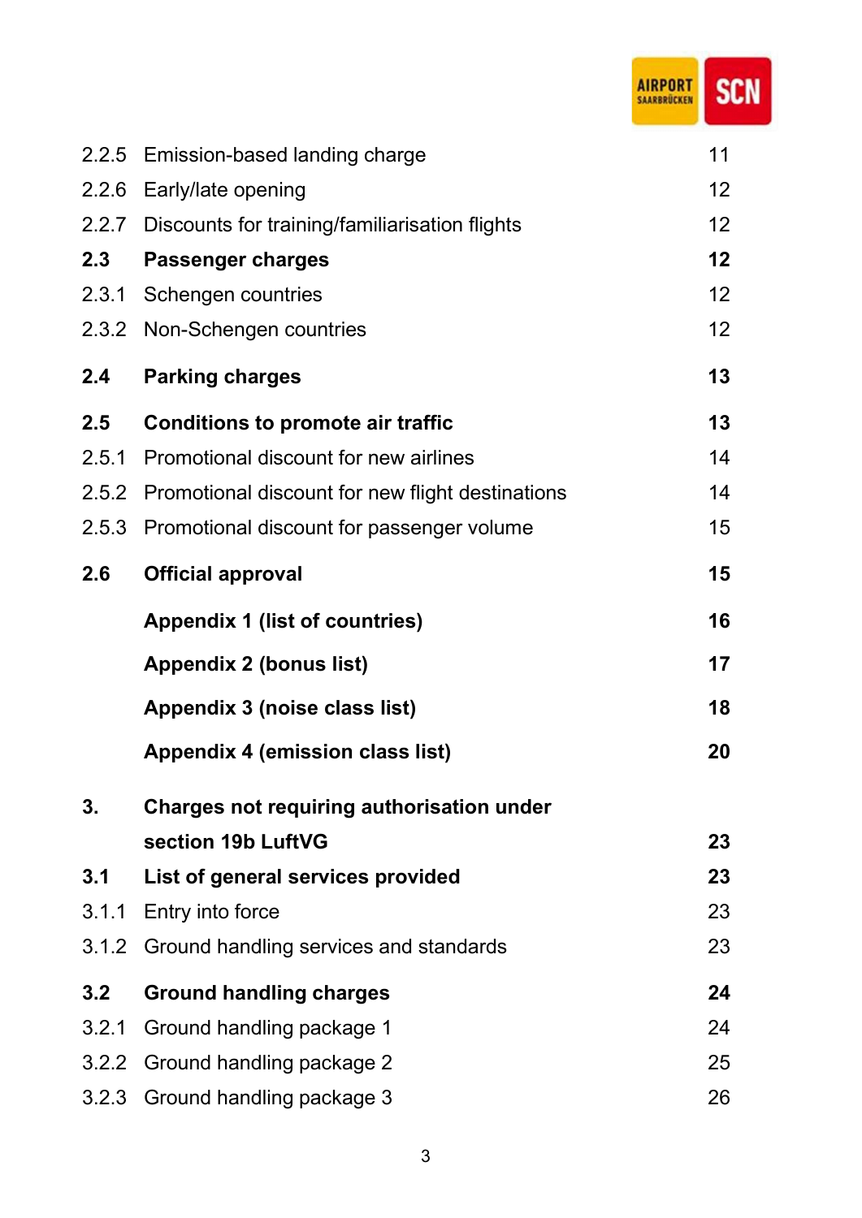| | | |
|---|---|---|
| 2.2.5 | Emission-based landing charge | 11 |
| 2.2.6 | Early/late opening | 12 |
| 2.2.7 | Discounts for training/familiarisation flights | 12 |
| **2.3** | **Passenger charges** | **12** |
| 2.3.1 | Schengen countries | 12 |
| 2.3.2 | Non-Schengen countries | 12 |
| **2.4** | **Parking charges** | **13** |
| **2.5** | **Conditions to promote air traffic** | **13** |
| 2.5.1 | Promotional discount for new airlines | 14 |
| 2.5.2 | Promotional discount for new flight destinations | 14 |
| 2.5.3 | Promotional discount for passenger volume | 15 |
| **2.6** | **Official approval** | **15** |
| | **Appendix 1 (list of countries)** | **16** |
| | **Appendix 2 (bonus list)** | **17** |
| | **Appendix 3 (noise class list)** | **18** |
| | **Appendix 4 (emission class list)** | **20** |
| **3.** | **Charges not requiring authorisation under section 19b LuftVG** | **23** |
| **3.1** | **List of general services provided** | **23** |
| 3.1.1 | Entry into force | 23 |
| 3.1.2 | Ground handling services and standards | 23 |
| **3.2** | **Ground handling charges** | **24** |
| 3.2.1 | Ground handling package 1 | 24 |
| 3.2.2 | Ground handling package 2 | 25 |
| 3.2.3 | Ground handling package 3 | 26 |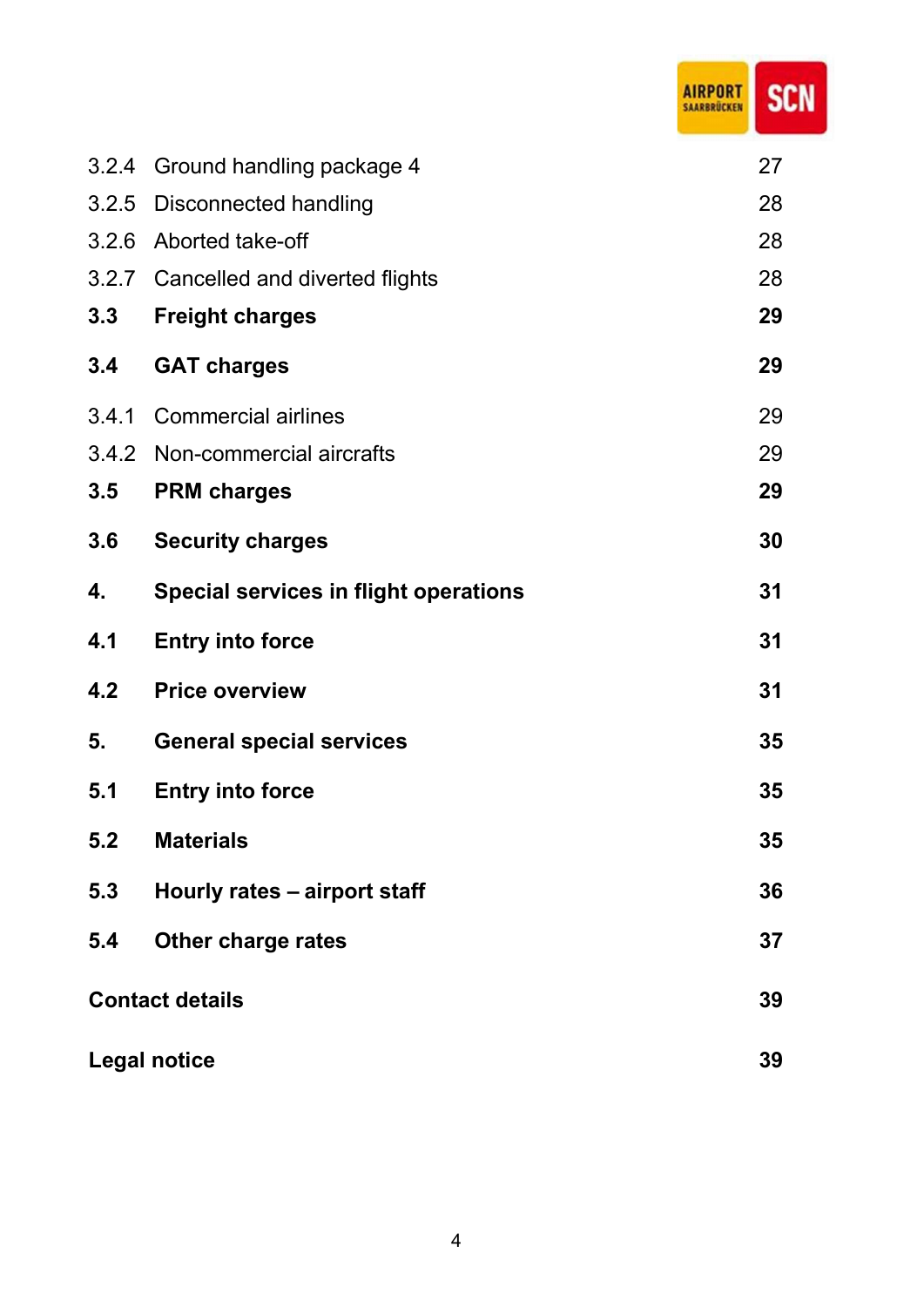| | | |
|---|---|---|
| 3.2.4 | Ground handling package 4 | 27 |
| 3.2.5 | Disconnected handling | 28 |
| 3.2.6 | Aborted take-off | 28 |
| 3.2.7 | Cancelled and diverted flights | 28 |
| **3.3** | **Freight charges** | **29** |
| **3.4** | **GAT charges** | **29** |
| 3.4.1 | Commercial airlines | 29 |
| 3.4.2 | Non-commercial aircrafts | 29 |
| **3.5** | **PRM charges** | **29** |
| **3.6** | **Security charges** | **30** |
| **4.** | **Special services in flight operations** | **31** |
| **4.1** | **Entry into force** | **31** |
| **4.2** | **Price overview** | **31** |
| **5.** | **General special services** | **35** |
| **5.1** | **Entry into force** | **35** |
| **5.2** | **Materials** | **35** |
| **5.3** | **Hourly rates – airport staff** | **36** |
| **5.4** | **Other charge rates** | **37** |
| **Contact details** | | **39** |
| **Legal notice** | | **39** |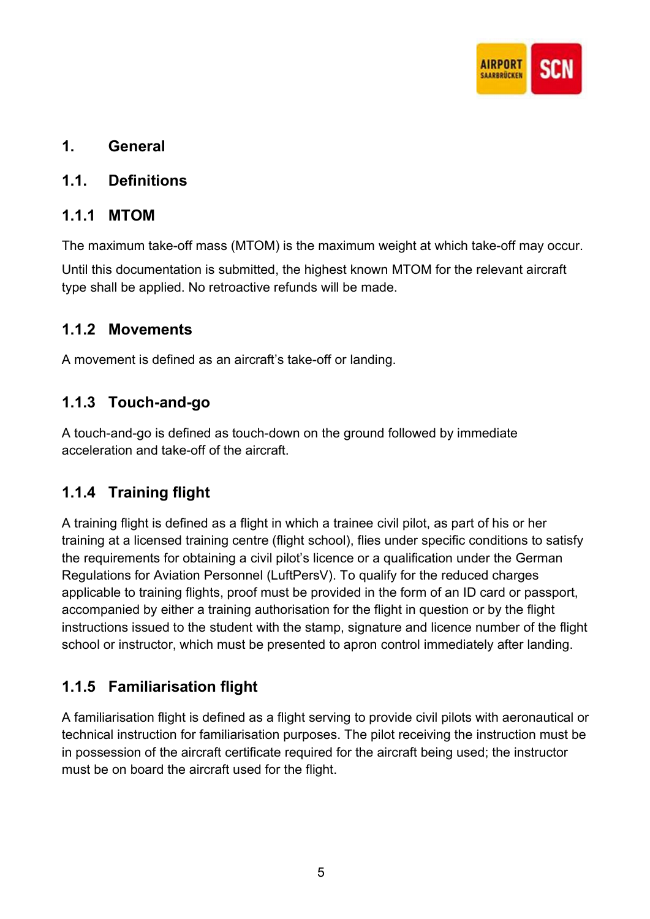# 1. General

## 1.1. Definitions

### 1.1.1 MTOM

The maximum take-off mass (MTOM) is the maximum weight at which take-off may occur.

Until this documentation is submitted, the highest known MTOM for the relevant aircraft type shall be applied. No retroactive refunds will be made.

### 1.1.2 Movements

A movement is defined as an aircraft's take-off or landing.

### 1.1.3 Touch-and-go

A touch-and-go is defined as touch-down on the ground followed by immediate acceleration and take-off of the aircraft.

### 1.1.4 Training flight

A training flight is defined as a flight in which a trainee civil pilot, as part of his or her training at a licensed training centre (flight school), flies under specific conditions to satisfy the requirements for obtaining a civil pilot's licence or a qualification under the German Regulations for Aviation Personnel (LuftPersV). To qualify for the reduced charges applicable to training flights, proof must be provided in the form of an ID card or passport, accompanied by either a training authorisation for the flight in question or by the flight instructions issued to the student with the stamp, signature and licence number of the flight school or instructor, which must be presented to apron control immediately after landing.

### 1.1.5 Familiarisation flight

A familiarisation flight is defined as a flight serving to provide civil pilots with aeronautical or technical instruction for familiarisation purposes. The pilot receiving the instruction must be in possession of the aircraft certificate required for the aircraft being used; the instructor must be on board the aircraft used for the flight.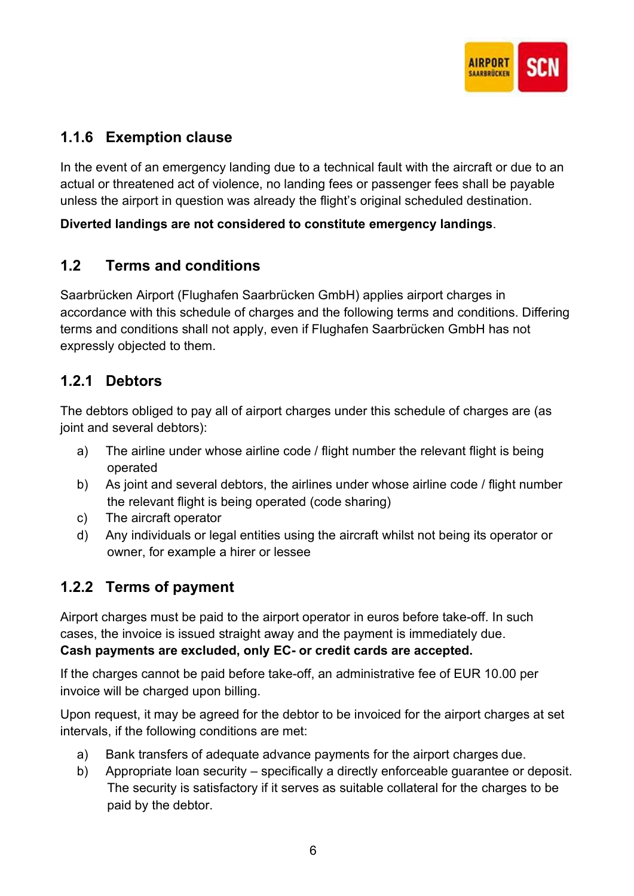### 1.1.6 Exemption clause

In the event of an emergency landing due to a technical fault with the aircraft or due to an actual or threatened act of violence, no landing fees or passenger fees shall be payable unless the airport in question was already the flight's original scheduled destination.

**Diverted landings are not considered to constitute emergency landings**.

## 1.2 Terms and conditions

Saarbrücken Airport (Flughafen Saarbrücken GmbH) applies airport charges in accordance with this schedule of charges and the following terms and conditions. Differing terms and conditions shall not apply, even if Flughafen Saarbrücken GmbH has not expressly objected to them.

### 1.2.1 Debtors

The debtors obliged to pay all of airport charges under this schedule of charges are (as joint and several debtors):

a) The airline under whose airline code / flight number the relevant flight is being operated

b) As joint and several debtors, the airlines under whose airline code / flight number the relevant flight is being operated (code sharing)

c) The aircraft operator

d) Any individuals or legal entities using the aircraft whilst not being its operator or owner, for example a hirer or lessee

### 1.2.2 Terms of payment

Airport charges must be paid to the airport operator in euros before take-off. In such cases, the invoice is issued straight away and the payment is immediately due.
**Cash payments are excluded, only EC- or credit cards are accepted.**

If the charges cannot be paid before take-off, an administrative fee of EUR 10.00 per invoice will be charged upon billing.

Upon request, it may be agreed for the debtor to be invoiced for the airport charges at set intervals, if the following conditions are met:

a) Bank transfers of adequate advance payments for the airport charges due.

b) Appropriate loan security – specifically a directly enforceable guarantee or deposit. The security is satisfactory if it serves as suitable collateral for the charges to be paid by the debtor.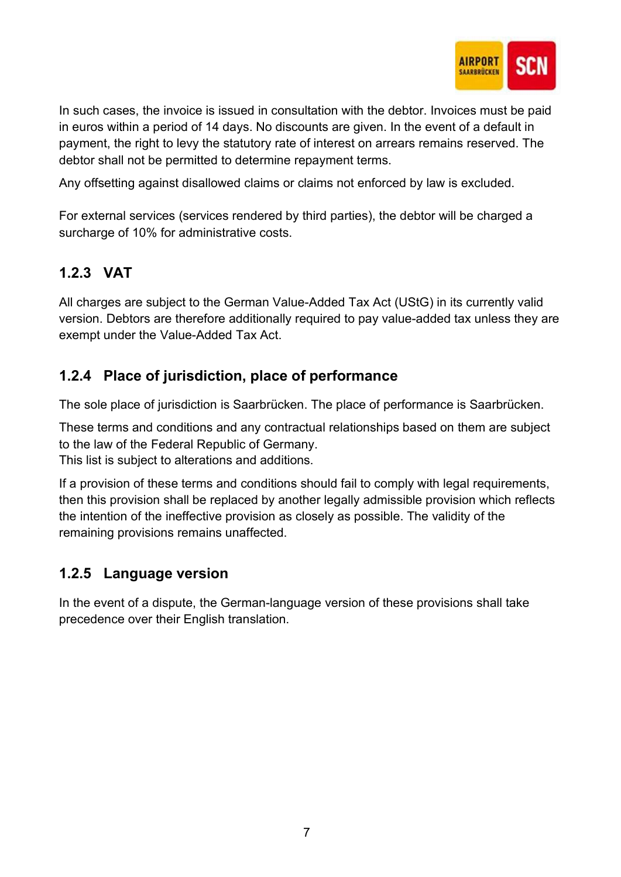In such cases, the invoice is issued in consultation with the debtor. Invoices must be paid in euros within a period of 14 days. No discounts are given. In the event of a default in payment, the right to levy the statutory rate of interest on arrears remains reserved. The debtor shall not be permitted to determine repayment terms.

Any offsetting against disallowed claims or claims not enforced by law is excluded.

For external services (services rendered by third parties), the debtor will be charged a surcharge of 10% for administrative costs.

### 1.2.3 VAT

All charges are subject to the German Value-Added Tax Act (UStG) in its currently valid version. Debtors are therefore additionally required to pay value-added tax unless they are exempt under the Value-Added Tax Act.

### 1.2.4 Place of jurisdiction, place of performance

The sole place of jurisdiction is Saarbrücken. The place of performance is Saarbrücken.

These terms and conditions and any contractual relationships based on them are subject to the law of the Federal Republic of Germany.
This list is subject to alterations and additions.

If a provision of these terms and conditions should fail to comply with legal requirements, then this provision shall be replaced by another legally admissible provision which reflects the intention of the ineffective provision as closely as possible. The validity of the remaining provisions remains unaffected.

### 1.2.5 Language version

In the event of a dispute, the German-language version of these provisions shall take precedence over their English translation.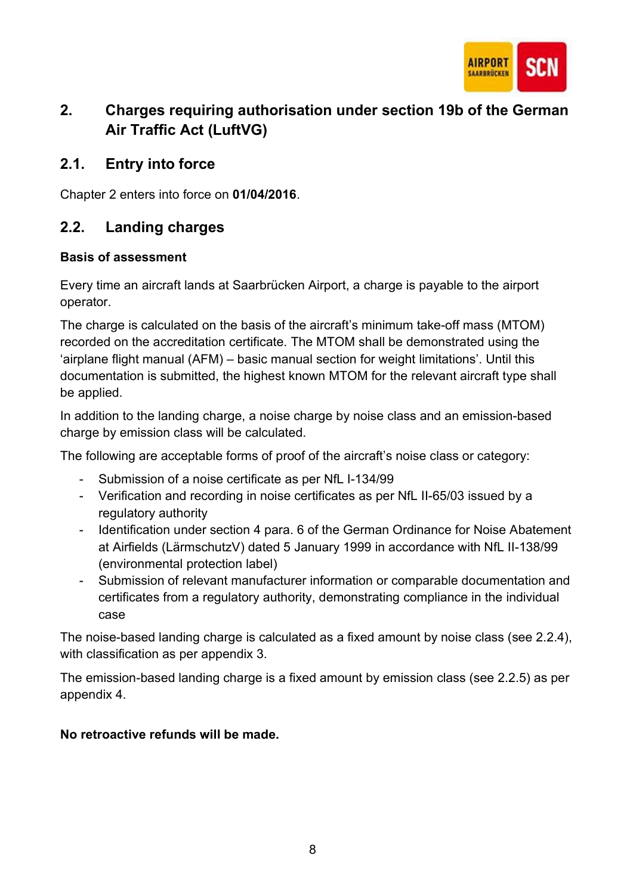## 2. Charges requiring authorisation under section 19b of the German Air Traffic Act (LuftVG)

### 2.1. Entry into force

Chapter 2 enters into force on **01/04/2016**.

### 2.2. Landing charges

**Basis of assessment**

Every time an aircraft lands at Saarbrücken Airport, a charge is payable to the airport operator.

The charge is calculated on the basis of the aircraft's minimum take-off mass (MTOM) recorded on the accreditation certificate. The MTOM shall be demonstrated using the 'airplane flight manual (AFM) – basic manual section for weight limitations'. Until this documentation is submitted, the highest known MTOM for the relevant aircraft type shall be applied.

In addition to the landing charge, a noise charge by noise class and an emission-based charge by emission class will be calculated.

The following are acceptable forms of proof of the aircraft's noise class or category:

- Submission of a noise certificate as per NfL I-134/99
- Verification and recording in noise certificates as per NfL II-65/03 issued by a regulatory authority
- Identification under section 4 para. 6 of the German Ordinance for Noise Abatement at Airfields (LärmschutzV) dated 5 January 1999 in accordance with NfL II-138/99 (environmental protection label)
- Submission of relevant manufacturer information or comparable documentation and certificates from a regulatory authority, demonstrating compliance in the individual case

The noise-based landing charge is calculated as a fixed amount by noise class (see 2.2.4), with classification as per appendix 3.

The emission-based landing charge is a fixed amount by emission class (see 2.2.5) as per appendix 4.

**No retroactive refunds will be made.**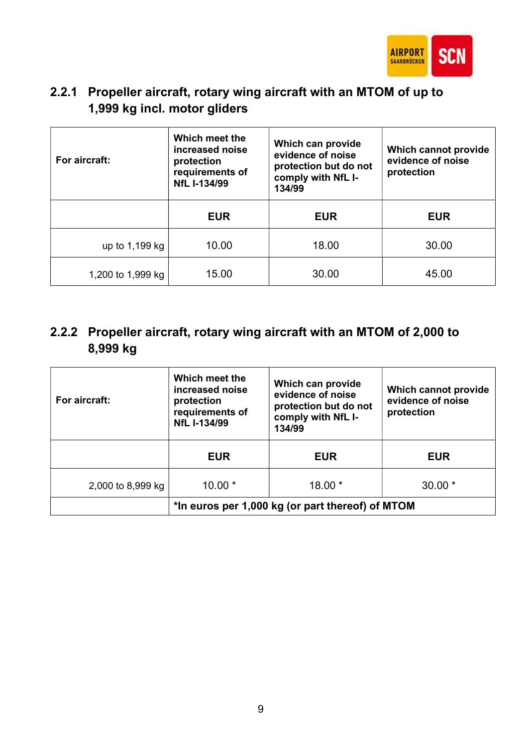### 2.2.1 Propeller aircraft, rotary wing aircraft with an MTOM of up to 1,999 kg incl. motor gliders

| For aircraft: | Which meet the increased noise protection requirements of NfL I-134/99 | Which can provide evidence of noise protection but do not comply with NfL I-134/99 | Which cannot provide evidence of noise protection |
|---|---|---|---|
| | **EUR** | **EUR** | **EUR** |
| up to 1,199 kg | 10.00 | 18.00 | 30.00 |
| 1,200 to 1,999 kg | 15.00 | 30.00 | 45.00 |

### 2.2.2 Propeller aircraft, rotary wing aircraft with an MTOM of 2,000 to 8,999 kg

| For aircraft: | Which meet the increased noise protection requirements of NfL I-134/99 | Which can provide evidence of noise protection but do not comply with NfL I-134/99 | Which cannot provide evidence of noise protection |
|---|---|---|---|
| | **EUR** | **EUR** | **EUR** |
| 2,000 to 8,999 kg | 10.00 * | 18.00 * | 30.00 * |
| | **\*In euros per 1,000 kg (or part thereof) of MTOM** | | |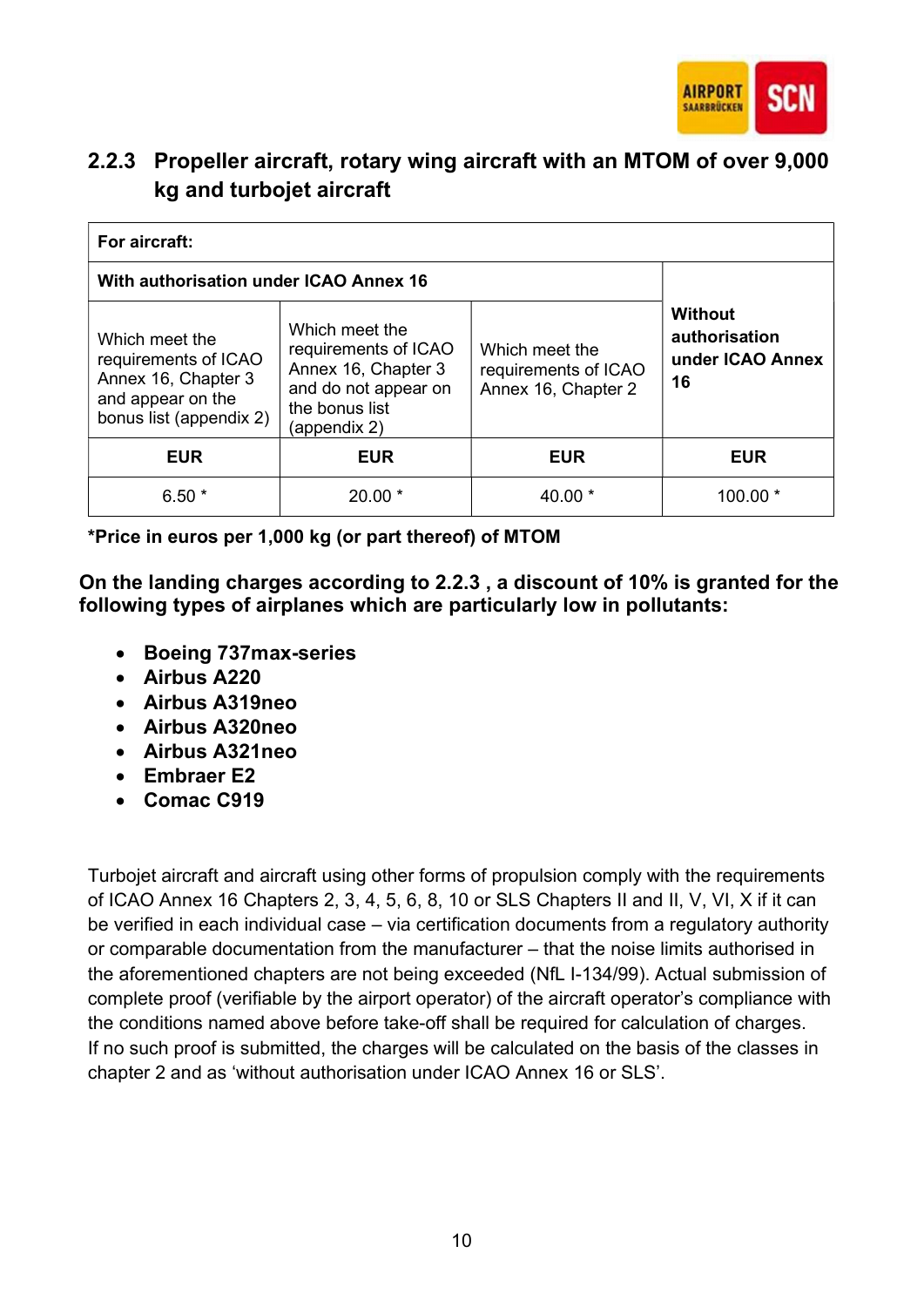### 2.2.3 Propeller aircraft, rotary wing aircraft with an MTOM of over 9,000 kg and turbojet aircraft

| **For aircraft:** | | | |
|---|---|---|---|
| **With authorisation under ICAO Annex 16** | | | **Without authorisation under ICAO Annex 16** |
| Which meet the requirements of ICAO Annex 16, Chapter 3 and appear on the bonus list (appendix 2) | Which meet the requirements of ICAO Annex 16, Chapter 3 and do not appear on the bonus list (appendix 2) | Which meet the requirements of ICAO Annex 16, Chapter 2 | |
| **EUR** | **EUR** | **EUR** | **EUR** |
| 6.50 * | 20.00 * | 40.00 * | 100.00 * |

**\*Price in euros per 1,000 kg (or part thereof) of MTOM**

**On the landing charges according to 2.2.3 , a discount of 10% is granted for the following types of airplanes which are particularly low in pollutants:**

- **Boeing 737max-series**
- **Airbus A220**
- **Airbus A319neo**
- **Airbus A320neo**
- **Airbus A321neo**
- **Embraer E2**
- **Comac C919**

Turbojet aircraft and aircraft using other forms of propulsion comply with the requirements of ICAO Annex 16 Chapters 2, 3, 4, 5, 6, 8, 10 or SLS Chapters II and II, V, VI, X if it can be verified in each individual case – via certification documents from a regulatory authority or comparable documentation from the manufacturer – that the noise limits authorised in the aforementioned chapters are not being exceeded (NfL I-134/99). Actual submission of complete proof (verifiable by the airport operator) of the aircraft operator's compliance with the conditions named above before take-off shall be required for calculation of charges. If no such proof is submitted, the charges will be calculated on the basis of the classes in chapter 2 and as 'without authorisation under ICAO Annex 16 or SLS'.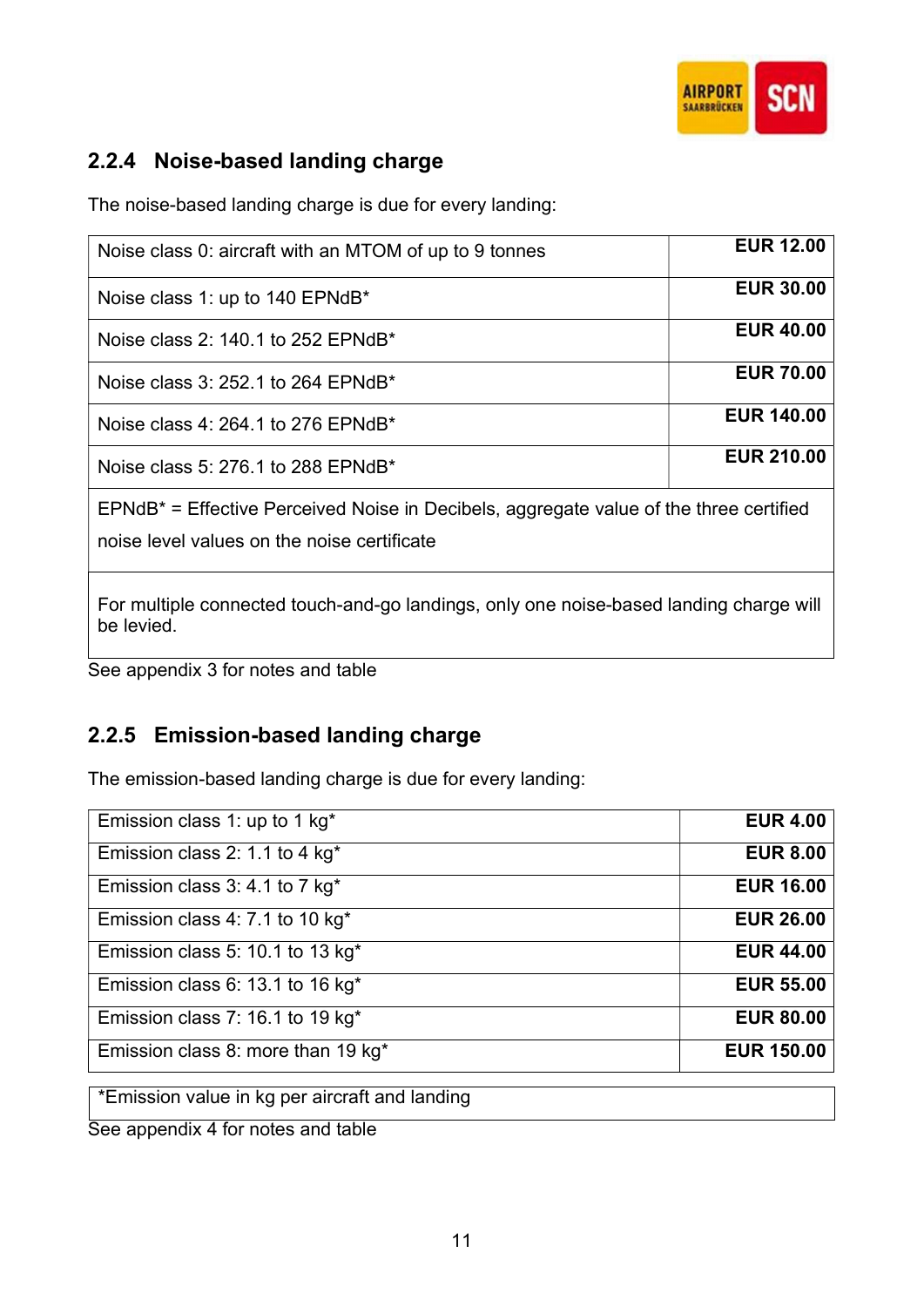### 2.2.4 Noise-based landing charge

The noise-based landing charge is due for every landing:

| | |
|---|---|
| Noise class 0: aircraft with an MTOM of up to 9 tonnes | **EUR 12.00** |
| Noise class 1: up to 140 EPNdB* | **EUR 30.00** |
| Noise class 2: 140.1 to 252 EPNdB* | **EUR 40.00** |
| Noise class 3: 252.1 to 264 EPNdB* | **EUR 70.00** |
| Noise class 4: 264.1 to 276 EPNdB* | **EUR 140.00** |
| Noise class 5: 276.1 to 288 EPNdB* | **EUR 210.00** |
| EPNdB* = Effective Perceived Noise in Decibels, aggregate value of the three certified noise level values on the noise certificate | |
| For multiple connected touch-and-go landings, only one noise-based landing charge will be levied. | |

See appendix 3 for notes and table

### 2.2.5 Emission-based landing charge

The emission-based landing charge is due for every landing:

| | |
|---|---|
| Emission class 1: up to 1 kg* | **EUR 4.00** |
| Emission class 2: 1.1 to 4 kg* | **EUR 8.00** |
| Emission class 3: 4.1 to 7 kg* | **EUR 16.00** |
| Emission class 4: 7.1 to 10 kg* | **EUR 26.00** |
| Emission class 5: 10.1 to 13 kg* | **EUR 44.00** |
| Emission class 6: 13.1 to 16 kg* | **EUR 55.00** |
| Emission class 7: 16.1 to 19 kg* | **EUR 80.00** |
| Emission class 8: more than 19 kg* | **EUR 150.00** |

*Emission value in kg per aircraft and landing

See appendix 4 for notes and table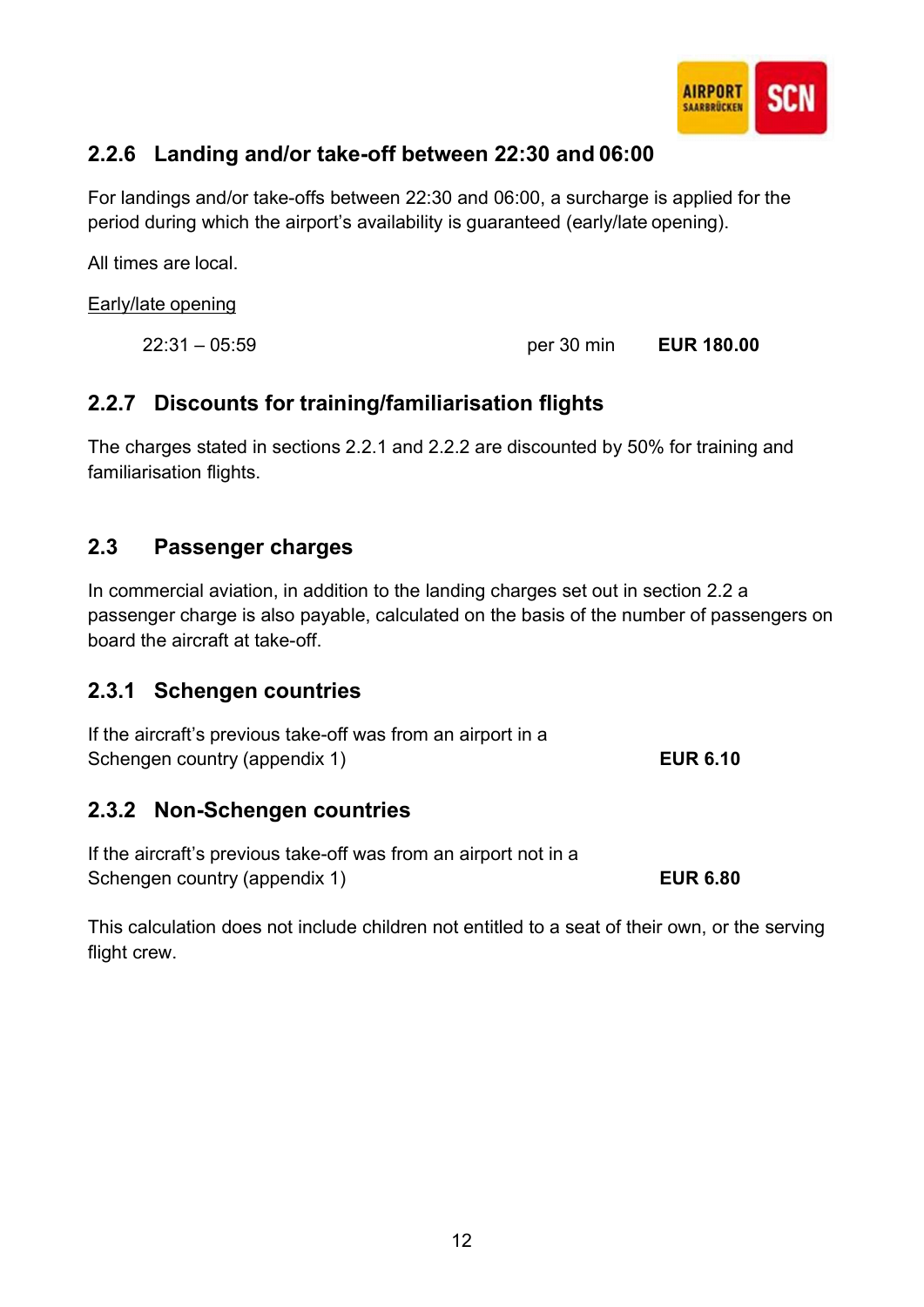### 2.2.6 Landing and/or take-off between 22:30 and 06:00

For landings and/or take-offs between 22:30 and 06:00, a surcharge is applied for the period during which the airport's availability is guaranteed (early/late opening).

All times are local.

Early/late opening

| | | |
|---|---|---|
| 22:31 – 05:59 | per 30 min | **EUR 180.00** |

### 2.2.7 Discounts for training/familiarisation flights

The charges stated in sections 2.2.1 and 2.2.2 are discounted by 50% for training and familiarisation flights.

## 2.3 Passenger charges

In commercial aviation, in addition to the landing charges set out in section 2.2 a passenger charge is also payable, calculated on the basis of the number of passengers on board the aircraft at take-off.

### 2.3.1 Schengen countries

| | |
|---|---|
| If the aircraft's previous take-off was from an airport in a Schengen country (appendix 1) | **EUR 6.10** |

### 2.3.2 Non-Schengen countries

| | |
|---|---|
| If the aircraft's previous take-off was from an airport not in a Schengen country (appendix 1) | **EUR 6.80** |

This calculation does not include children not entitled to a seat of their own, or the serving flight crew.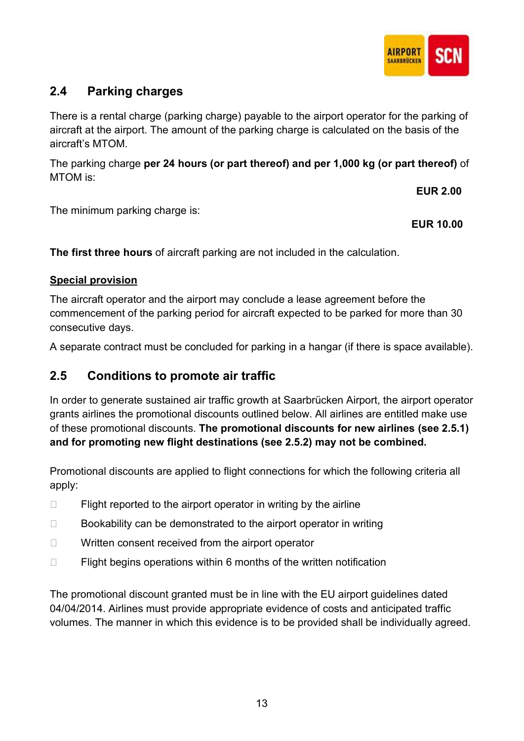## 2.4 Parking charges

There is a rental charge (parking charge) payable to the airport operator for the parking of aircraft at the airport. The amount of the parking charge is calculated on the basis of the aircraft's MTOM.

The parking charge **per 24 hours (or part thereof) and per 1,000 kg (or part thereof)** of MTOM is:

**EUR 2.00**

The minimum parking charge is:

**EUR 10.00**

**The first three hours** of aircraft parking are not included in the calculation.

**Special provision**

The aircraft operator and the airport may conclude a lease agreement before the commencement of the parking period for aircraft expected to be parked for more than 30 consecutive days.

A separate contract must be concluded for parking in a hangar (if there is space available).

## 2.5 Conditions to promote air traffic

In order to generate sustained air traffic growth at Saarbrücken Airport, the airport operator grants airlines the promotional discounts outlined below. All airlines are entitled make use of these promotional discounts. **The promotional discounts for new airlines (see 2.5.1) and for promoting new flight destinations (see 2.5.2) may not be combined.**

Promotional discounts are applied to flight connections for which the following criteria all apply:

- Flight reported to the airport operator in writing by the airline
- Bookability can be demonstrated to the airport operator in writing
- Written consent received from the airport operator
- Flight begins operations within 6 months of the written notification

The promotional discount granted must be in line with the EU airport guidelines dated 04/04/2014. Airlines must provide appropriate evidence of costs and anticipated traffic volumes. The manner in which this evidence is to be provided shall be individually agreed.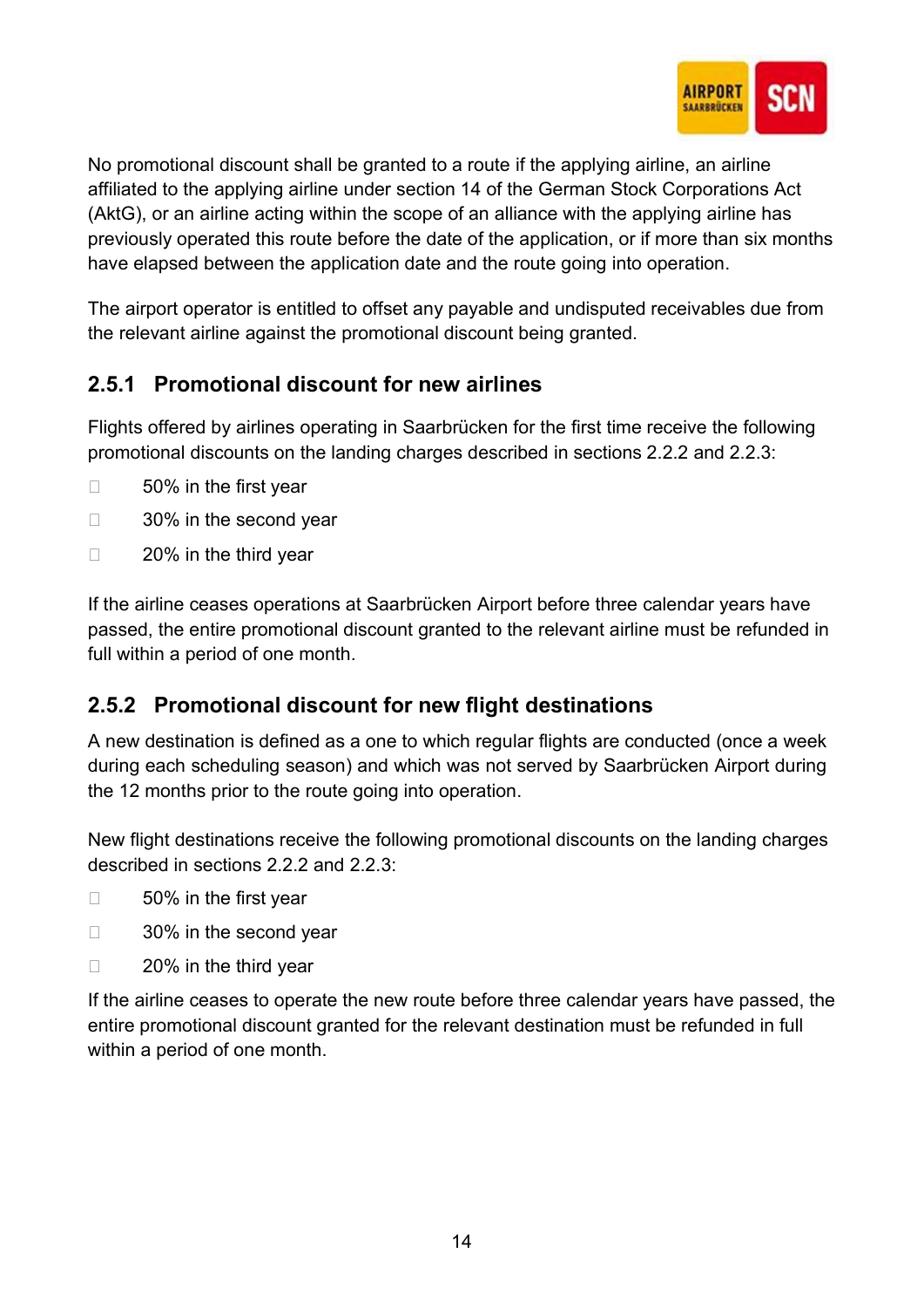No promotional discount shall be granted to a route if the applying airline, an airline affiliated to the applying airline under section 14 of the German Stock Corporations Act (AktG), or an airline acting within the scope of an alliance with the applying airline has previously operated this route before the date of the application, or if more than six months have elapsed between the application date and the route going into operation.

The airport operator is entitled to offset any payable and undisputed receivables due from the relevant airline against the promotional discount being granted.

### 2.5.1 Promotional discount for new airlines

Flights offered by airlines operating in Saarbrücken for the first time receive the following promotional discounts on the landing charges described in sections 2.2.2 and 2.2.3:

- 50% in the first year
- 30% in the second year
- 20% in the third year

If the airline ceases operations at Saarbrücken Airport before three calendar years have passed, the entire promotional discount granted to the relevant airline must be refunded in full within a period of one month.

### 2.5.2 Promotional discount for new flight destinations

A new destination is defined as a one to which regular flights are conducted (once a week during each scheduling season) and which was not served by Saarbrücken Airport during the 12 months prior to the route going into operation.

New flight destinations receive the following promotional discounts on the landing charges described in sections 2.2.2 and 2.2.3:

- 50% in the first year
- 30% in the second year
- 20% in the third year

If the airline ceases to operate the new route before three calendar years have passed, the entire promotional discount granted for the relevant destination must be refunded in full within a period of one month.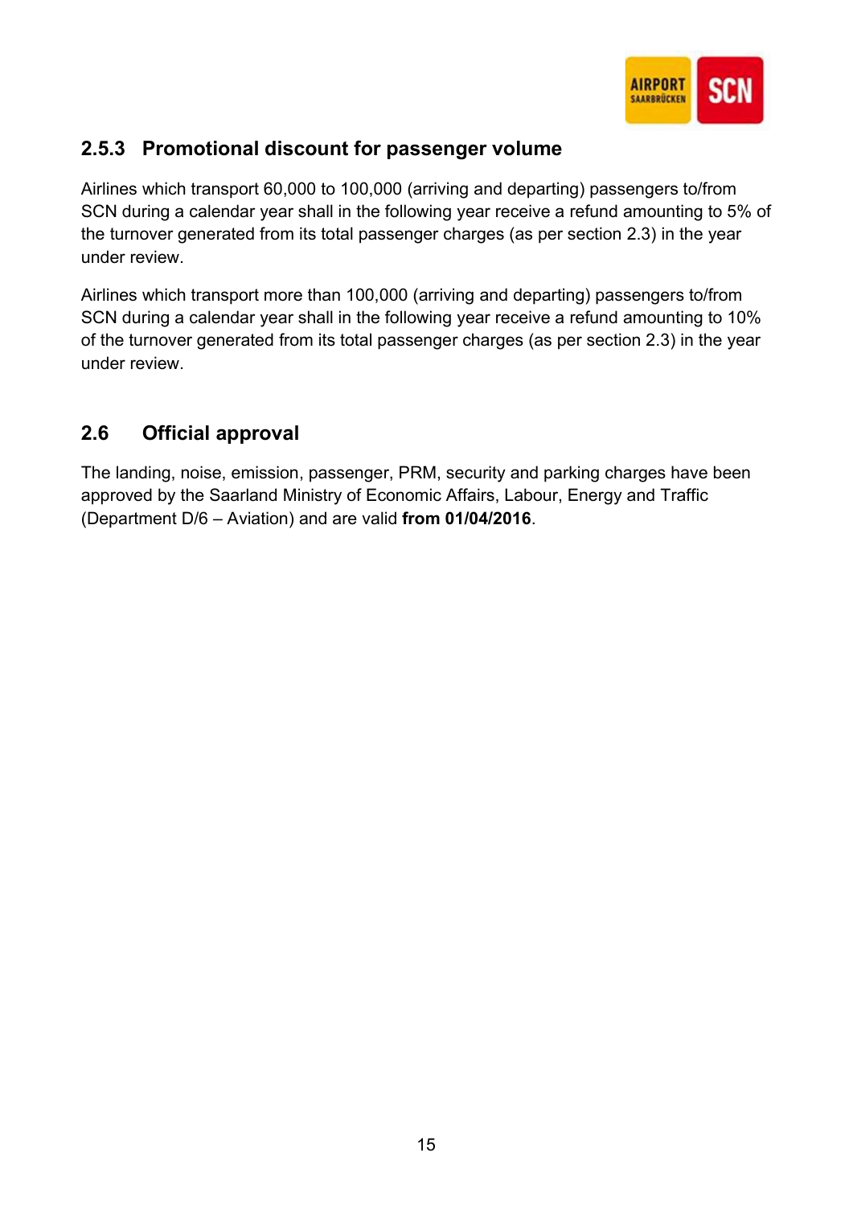### 2.5.3 Promotional discount for passenger volume

Airlines which transport 60,000 to 100,000 (arriving and departing) passengers to/from SCN during a calendar year shall in the following year receive a refund amounting to 5% of the turnover generated from its total passenger charges (as per section 2.3) in the year under review.

Airlines which transport more than 100,000 (arriving and departing) passengers to/from SCN during a calendar year shall in the following year receive a refund amounting to 10% of the turnover generated from its total passenger charges (as per section 2.3) in the year under review.

## 2.6 Official approval

The landing, noise, emission, passenger, PRM, security and parking charges have been approved by the Saarland Ministry of Economic Affairs, Labour, Energy and Traffic (Department D/6 – Aviation) and are valid **from 01/04/2016**.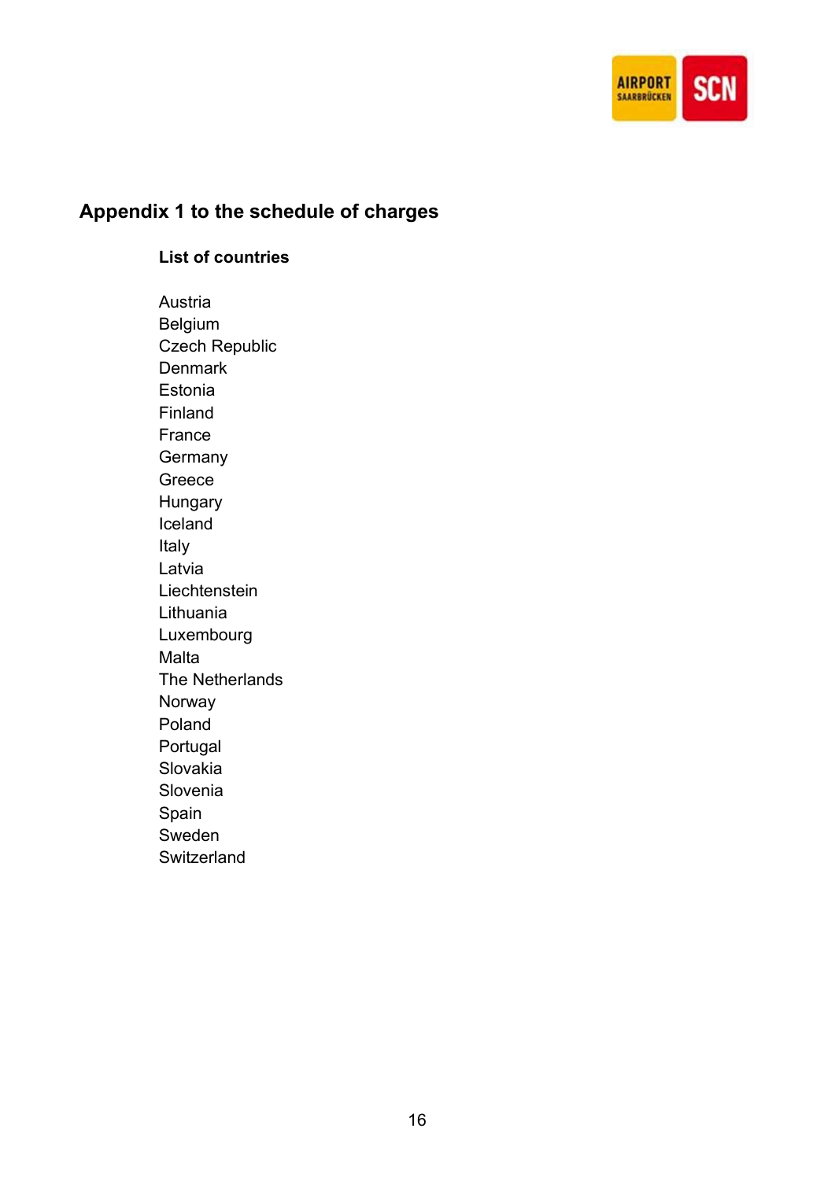## Appendix 1 to the schedule of charges

**List of countries**

Austria
Belgium
Czech Republic
Denmark
Estonia
Finland
France
Germany
Greece
Hungary
Iceland
Italy
Latvia
Liechtenstein
Lithuania
Luxembourg
Malta
The Netherlands
Norway
Poland
Portugal
Slovakia
Slovenia
Spain
Sweden
Switzerland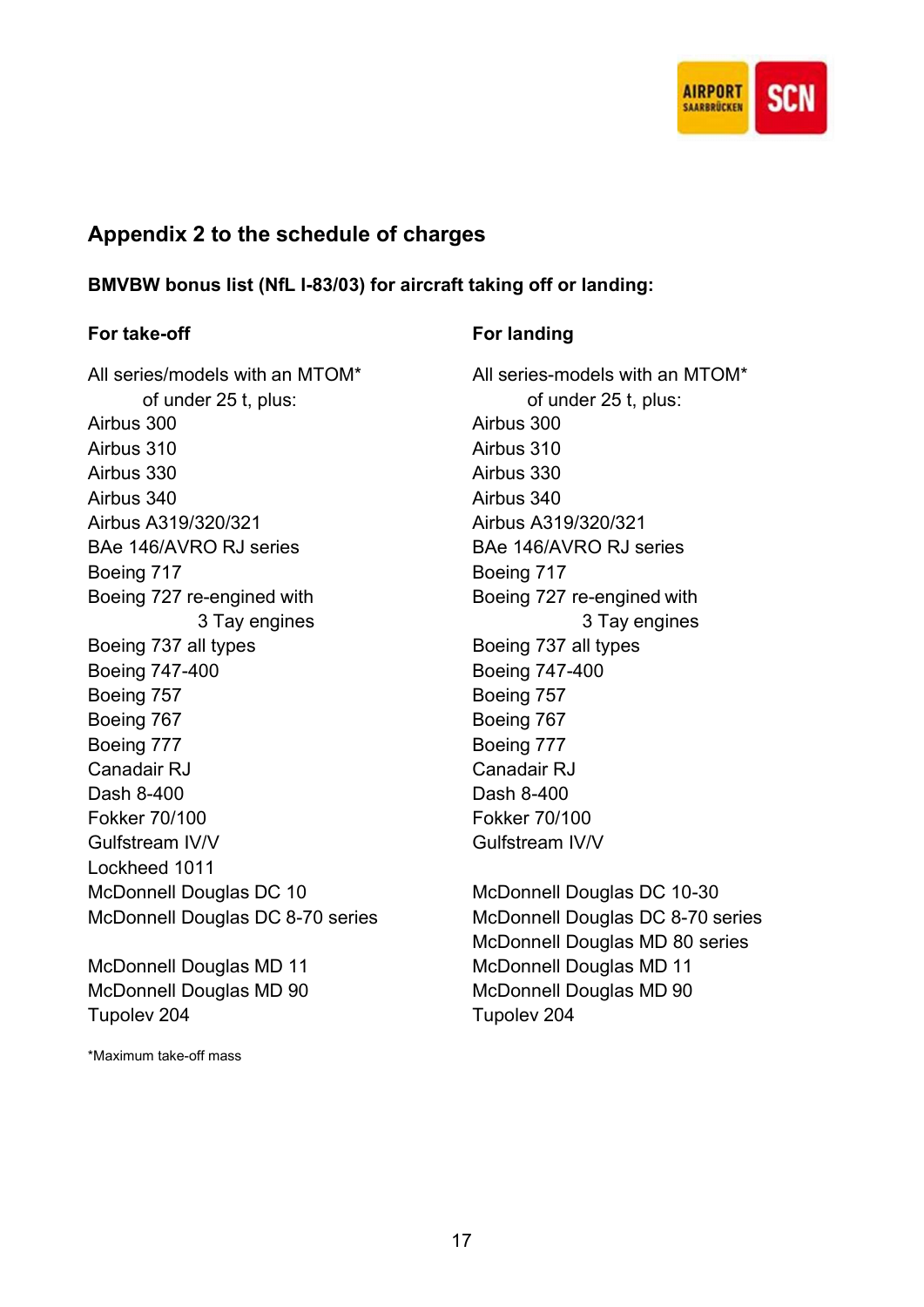## Appendix 2 to the schedule of charges

**BMVBW bonus list (NfL I-83/03) for aircraft taking off or landing:**

| For take-off | For landing |
|---|---|
| All series/models with an MTOM* of under 25 t, plus: | All series-models with an MTOM* of under 25 t, plus: |
| Airbus 300 | Airbus 300 |
| Airbus 310 | Airbus 310 |
| Airbus 330 | Airbus 330 |
| Airbus 340 | Airbus 340 |
| Airbus A319/320/321 | Airbus A319/320/321 |
| BAe 146/AVRO RJ series | BAe 146/AVRO RJ series |
| Boeing 717 | Boeing 717 |
| Boeing 727 re-engined with 3 Tay engines | Boeing 727 re-engined with 3 Tay engines |
| Boeing 737 all types | Boeing 737 all types |
| Boeing 747-400 | Boeing 747-400 |
| Boeing 757 | Boeing 757 |
| Boeing 767 | Boeing 767 |
| Boeing 777 | Boeing 777 |
| Canadair RJ | Canadair RJ |
| Dash 8-400 | Dash 8-400 |
| Fokker 70/100 | Fokker 70/100 |
| Gulfstream IV/V | Gulfstream IV/V |
| Lockheed 1011 | |
| McDonnell Douglas DC 10 | McDonnell Douglas DC 10-30 |
| McDonnell Douglas DC 8-70 series | McDonnell Douglas DC 8-70 series |
| | McDonnell Douglas MD 80 series |
| McDonnell Douglas MD 11 | McDonnell Douglas MD 11 |
| McDonnell Douglas MD 90 | McDonnell Douglas MD 90 |
| Tupolev 204 | Tupolev 204 |

*Maximum take-off mass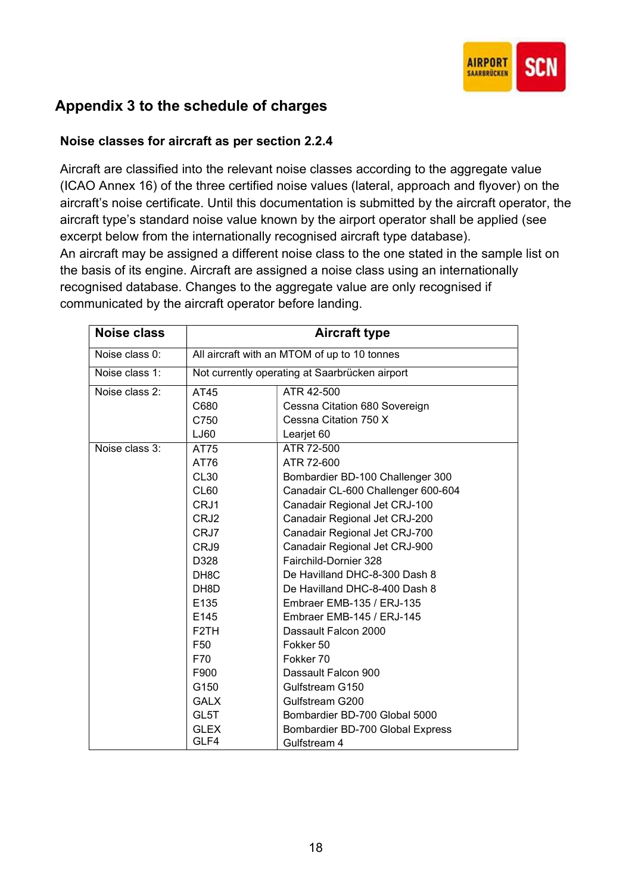## Appendix 3 to the schedule of charges

### Noise classes for aircraft as per section 2.2.4

Aircraft are classified into the relevant noise classes according to the aggregate value (ICAO Annex 16) of the three certified noise values (lateral, approach and flyover) on the aircraft's noise certificate. Until this documentation is submitted by the aircraft operator, the aircraft type's standard noise value known by the airport operator shall be applied (see excerpt below from the internationally recognised aircraft type database).
An aircraft may be assigned a different noise class to the one stated in the sample list on the basis of its engine. Aircraft are assigned a noise class using an internationally recognised database. Changes to the aggregate value are only recognised if communicated by the aircraft operator before landing.

| Noise class | Aircraft type | |
|---|---|---|
| Noise class 0: | All aircraft with an MTOM of up to 10 tonnes | |
| Noise class 1: | Not currently operating at Saarbrücken airport | |
| Noise class 2: | AT45 | ATR 42-500 |
| | C680 | Cessna Citation 680 Sovereign |
| | C750 | Cessna Citation 750 X |
| | LJ60 | Learjet 60 |
| Noise class 3: | AT75 | ATR 72-500 |
| | AT76 | ATR 72-600 |
| | CL30 | Bombardier BD-100 Challenger 300 |
| | CL60 | Canadair CL-600 Challenger 600-604 |
| | CRJ1 | Canadair Regional Jet CRJ-100 |
| | CRJ2 | Canadair Regional Jet CRJ-200 |
| | CRJ7 | Canadair Regional Jet CRJ-700 |
| | CRJ9 | Canadair Regional Jet CRJ-900 |
| | D328 | Fairchild-Dornier 328 |
| | DH8C | De Havilland DHC-8-300 Dash 8 |
| | DH8D | De Havilland DHC-8-400 Dash 8 |
| | E135 | Embraer EMB-135 / ERJ-135 |
| | E145 | Embraer EMB-145 / ERJ-145 |
| | F2TH | Dassault Falcon 2000 |
| | F50 | Fokker 50 |
| | F70 | Fokker 70 |
| | F900 | Dassault Falcon 900 |
| | G150 | Gulfstream G150 |
| | GALX | Gulfstream G200 |
| | GL5T | Bombardier BD-700 Global 5000 |
| | GLEX | Bombardier BD-700 Global Express |
| | GLF4 | Gulfstream 4 |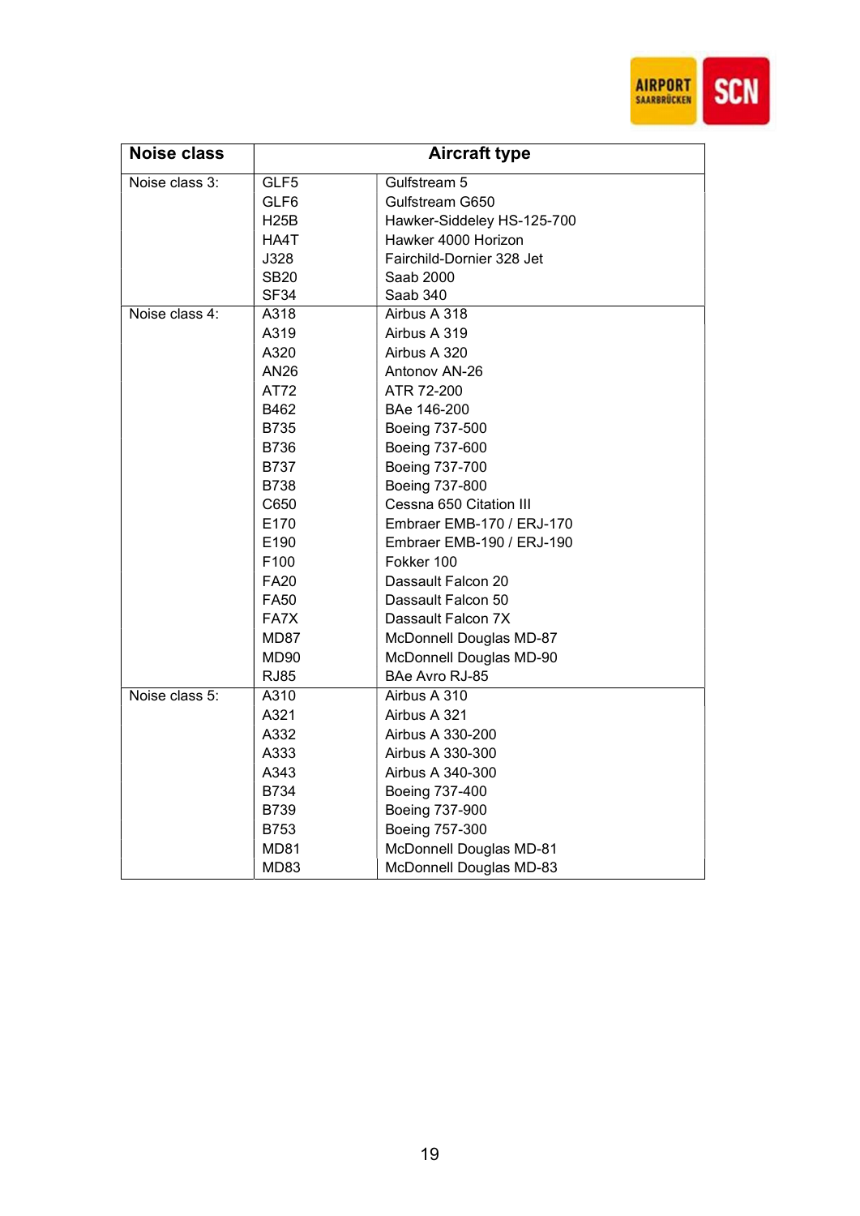| Noise class | Aircraft type | |
| --- | --- | --- |
| Noise class 3: | GLF5 | Gulfstream 5 |
| | GLF6 | Gulfstream G650 |
| | H25B | Hawker-Siddeley HS-125-700 |
| | HA4T | Hawker 4000 Horizon |
| | J328 | Fairchild-Dornier 328 Jet |
| | SB20 | Saab 2000 |
| | SF34 | Saab 340 |
| Noise class 4: | A318 | Airbus A 318 |
| | A319 | Airbus A 319 |
| | A320 | Airbus A 320 |
| | AN26 | Antonov AN-26 |
| | AT72 | ATR 72-200 |
| | B462 | BAe 146-200 |
| | B735 | Boeing 737-500 |
| | B736 | Boeing 737-600 |
| | B737 | Boeing 737-700 |
| | B738 | Boeing 737-800 |
| | C650 | Cessna 650 Citation III |
| | E170 | Embraer EMB-170 / ERJ-170 |
| | E190 | Embraer EMB-190 / ERJ-190 |
| | F100 | Fokker 100 |
| | FA20 | Dassault Falcon 20 |
| | FA50 | Dassault Falcon 50 |
| | FA7X | Dassault Falcon 7X |
| | MD87 | McDonnell Douglas MD-87 |
| | MD90 | McDonnell Douglas MD-90 |
| | RJ85 | BAe Avro RJ-85 |
| Noise class 5: | A310 | Airbus A 310 |
| | A321 | Airbus A 321 |
| | A332 | Airbus A 330-200 |
| | A333 | Airbus A 330-300 |
| | A343 | Airbus A 340-300 |
| | B734 | Boeing 737-400 |
| | B739 | Boeing 737-900 |
| | B753 | Boeing 757-300 |
| | MD81 | McDonnell Douglas MD-81 |
| | MD83 | McDonnell Douglas MD-83 |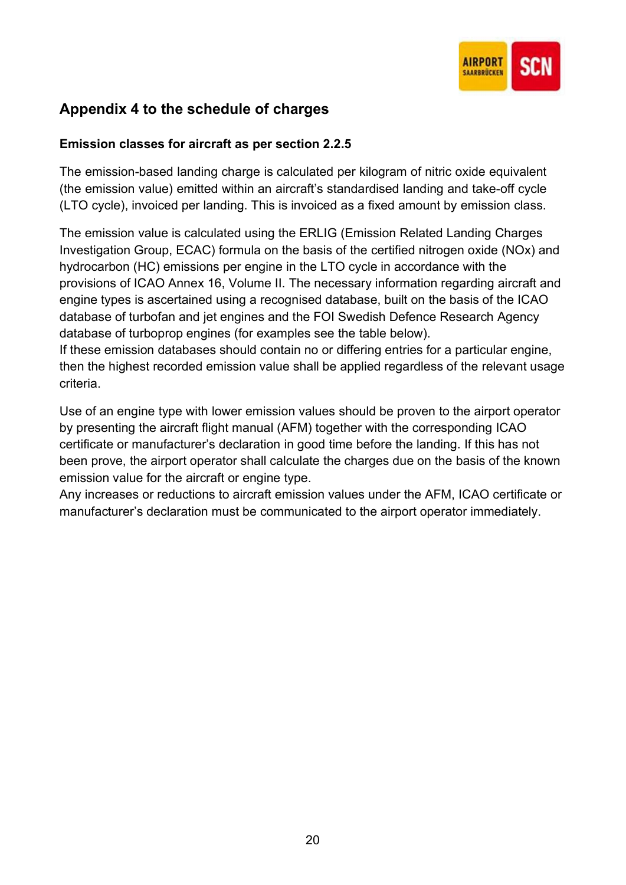## Appendix 4 to the schedule of charges

**Emission classes for aircraft as per section 2.2.5**

The emission-based landing charge is calculated per kilogram of nitric oxide equivalent (the emission value) emitted within an aircraft's standardised landing and take-off cycle (LTO cycle), invoiced per landing. This is invoiced as a fixed amount by emission class.

The emission value is calculated using the ERLIG (Emission Related Landing Charges Investigation Group, ECAC) formula on the basis of the certified nitrogen oxide ($NO_x$) and hydrocarbon (HC) emissions per engine in the LTO cycle in accordance with the provisions of ICAO Annex 16, Volume II. The necessary information regarding aircraft and engine types is ascertained using a recognised database, built on the basis of the ICAO database of turbofan and jet engines and the FOI Swedish Defence Research Agency database of turboprop engines (for examples see the table below).
If these emission databases should contain no or differing entries for a particular engine, then the highest recorded emission value shall be applied regardless of the relevant usage criteria.

Use of an engine type with lower emission values should be proven to the airport operator by presenting the aircraft flight manual (AFM) together with the corresponding ICAO certificate or manufacturer's declaration in good time before the landing. If this has not been prove, the airport operator shall calculate the charges due on the basis of the known emission value for the aircraft or engine type.
Any increases or reductions to aircraft emission values under the AFM, ICAO certificate or manufacturer's declaration must be communicated to the airport operator immediately.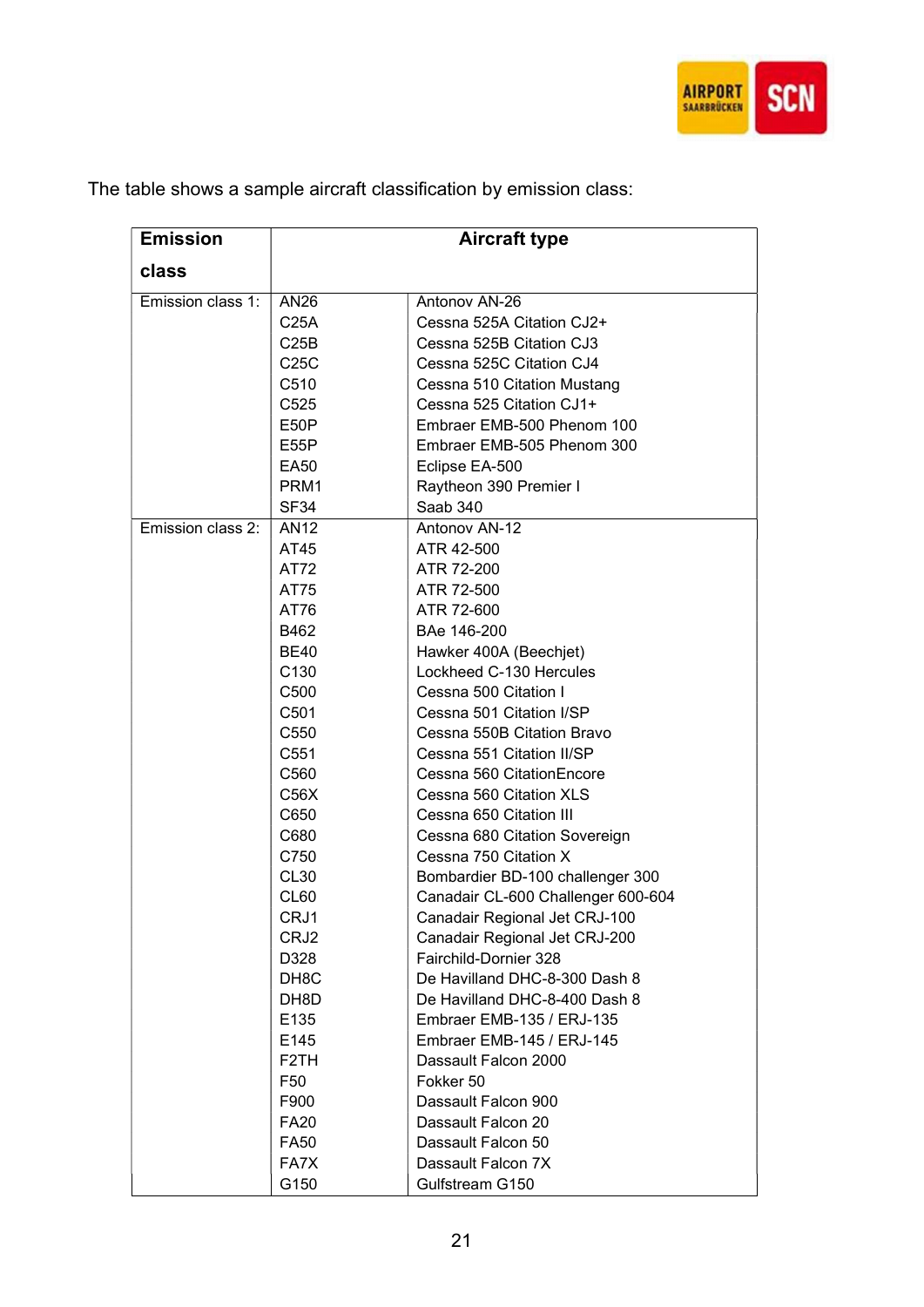The table shows a sample aircraft classification by emission class:

| Emission class | Aircraft type | |
|---|---|---|
| Emission class 1: | AN26 | Antonov AN-26 |
| | C25A | Cessna 525A Citation CJ2+ |
| | C25B | Cessna 525B Citation CJ3 |
| | C25C | Cessna 525C Citation CJ4 |
| | C510 | Cessna 510 Citation Mustang |
| | C525 | Cessna 525 Citation CJ1+ |
| | E50P | Embraer EMB-500 Phenom 100 |
| | E55P | Embraer EMB-505 Phenom 300 |
| | EA50 | Eclipse EA-500 |
| | PRM1 | Raytheon 390 Premier I |
| | SF34 | Saab 340 |
| Emission class 2: | AN12 | Antonov AN-12 |
| | AT45 | ATR 42-500 |
| | AT72 | ATR 72-200 |
| | AT75 | ATR 72-500 |
| | AT76 | ATR 72-600 |
| | B462 | BAe 146-200 |
| | BE40 | Hawker 400A (Beechjet) |
| | C130 | Lockheed C-130 Hercules |
| | C500 | Cessna 500 Citation I |
| | C501 | Cessna 501 Citation I/SP |
| | C550 | Cessna 550B Citation Bravo |
| | C551 | Cessna 551 Citation II/SP |
| | C560 | Cessna 560 CitationEncore |
| | C56X | Cessna 560 Citation XLS |
| | C650 | Cessna 650 Citation III |
| | C680 | Cessna 680 Citation Sovereign |
| | C750 | Cessna 750 Citation X |
| | CL30 | Bombardier BD-100 challenger 300 |
| | CL60 | Canadair CL-600 Challenger 600-604 |
| | CRJ1 | Canadair Regional Jet CRJ-100 |
| | CRJ2 | Canadair Regional Jet CRJ-200 |
| | D328 | Fairchild-Dornier 328 |
| | DH8C | De Havilland DHC-8-300 Dash 8 |
| | DH8D | De Havilland DHC-8-400 Dash 8 |
| | E135 | Embraer EMB-135 / ERJ-135 |
| | E145 | Embraer EMB-145 / ERJ-145 |
| | F2TH | Dassault Falcon 2000 |
| | F50 | Fokker 50 |
| | F900 | Dassault Falcon 900 |
| | FA20 | Dassault Falcon 20 |
| | FA50 | Dassault Falcon 50 |
| | FA7X | Dassault Falcon 7X |
| | G150 | Gulfstream G150 |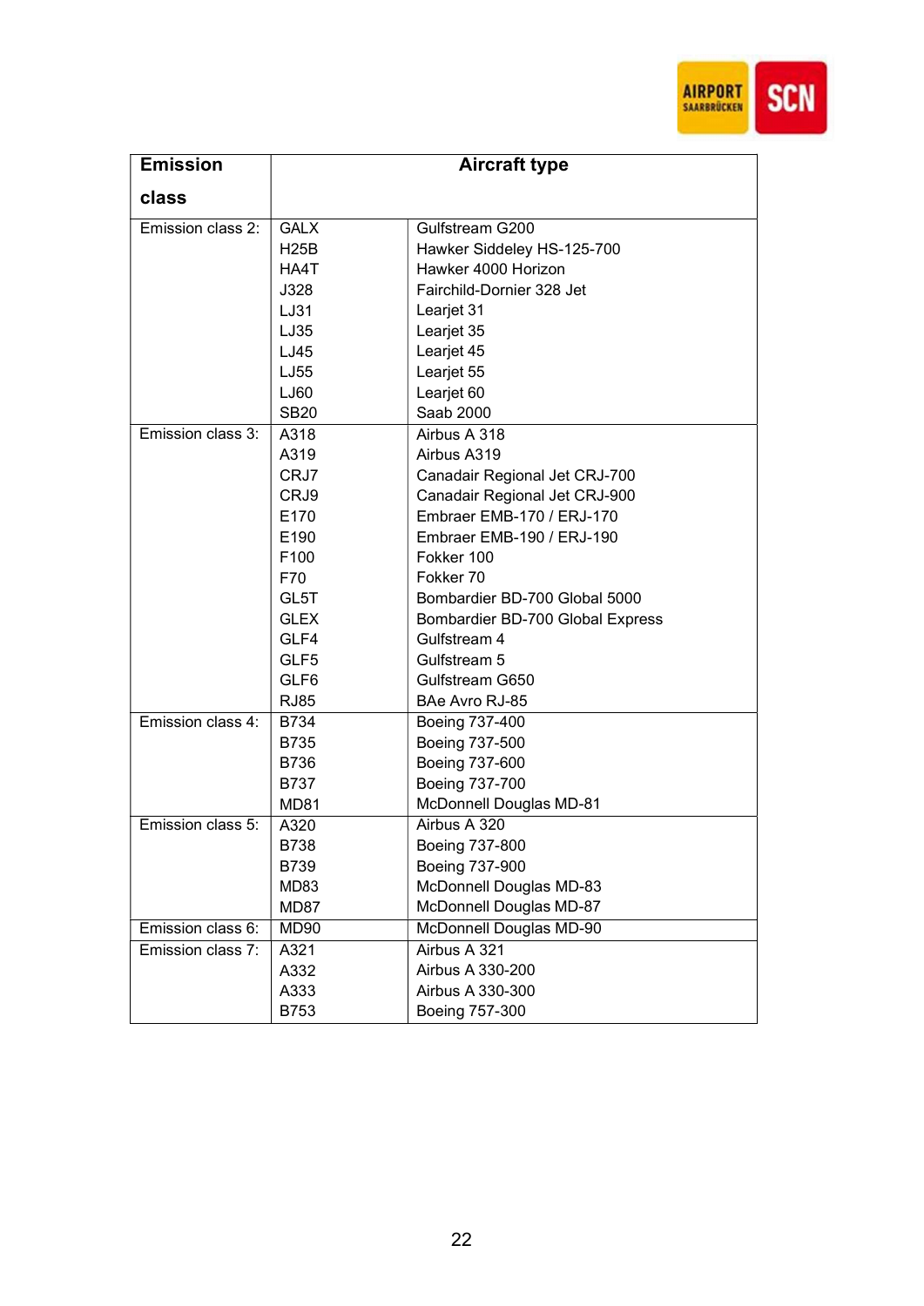| Emission class | Aircraft type | |
|---|---|---|
| Emission class 2: | GALX | Gulfstream G200 |
| | H25B | Hawker Siddeley HS-125-700 |
| | HA4T | Hawker 4000 Horizon |
| | J328 | Fairchild-Dornier 328 Jet |
| | LJ31 | Learjet 31 |
| | LJ35 | Learjet 35 |
| | LJ45 | Learjet 45 |
| | LJ55 | Learjet 55 |
| | LJ60 | Learjet 60 |
| | SB20 | Saab 2000 |
| Emission class 3: | A318 | Airbus A 318 |
| | A319 | Airbus A319 |
| | CRJ7 | Canadair Regional Jet CRJ-700 |
| | CRJ9 | Canadair Regional Jet CRJ-900 |
| | E170 | Embraer EMB-170 / ERJ-170 |
| | E190 | Embraer EMB-190 / ERJ-190 |
| | F100 | Fokker 100 |
| | F70 | Fokker 70 |
| | GL5T | Bombardier BD-700 Global 5000 |
| | GLEX | Bombardier BD-700 Global Express |
| | GLF4 | Gulfstream 4 |
| | GLF5 | Gulfstream 5 |
| | GLF6 | Gulfstream G650 |
| | RJ85 | BAe Avro RJ-85 |
| Emission class 4: | B734 | Boeing 737-400 |
| | B735 | Boeing 737-500 |
| | B736 | Boeing 737-600 |
| | B737 | Boeing 737-700 |
| | MD81 | McDonnell Douglas MD-81 |
| Emission class 5: | A320 | Airbus A 320 |
| | B738 | Boeing 737-800 |
| | B739 | Boeing 737-900 |
| | MD83 | McDonnell Douglas MD-83 |
| | MD87 | McDonnell Douglas MD-87 |
| Emission class 6: | MD90 | McDonnell Douglas MD-90 |
| Emission class 7: | A321 | Airbus A 321 |
| | A332 | Airbus A 330-200 |
| | A333 | Airbus A 330-300 |
| | B753 | Boeing 757-300 |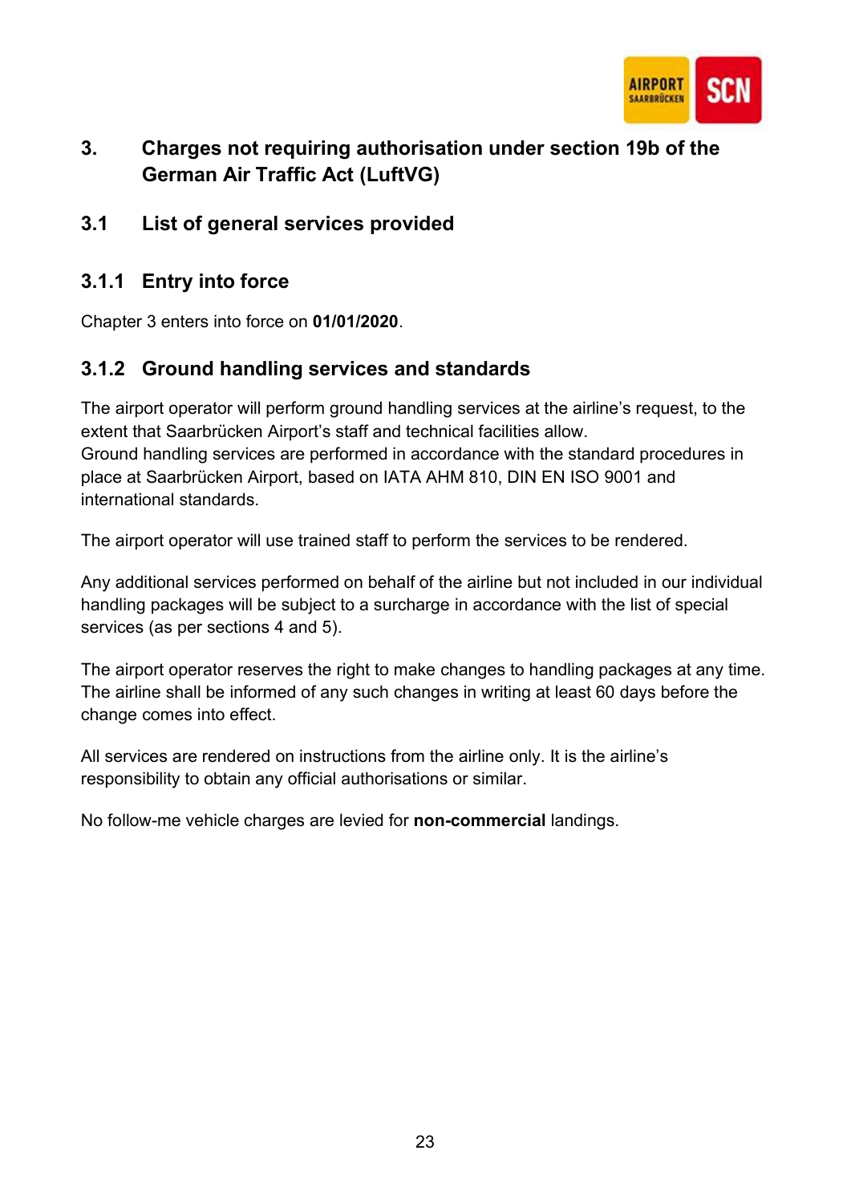# 3. Charges not requiring authorisation under section 19b of the German Air Traffic Act (LuftVG)

## 3.1 List of general services provided

### 3.1.1 Entry into force

Chapter 3 enters into force on **01/01/2020**.

### 3.1.2 Ground handling services and standards

The airport operator will perform ground handling services at the airline's request, to the extent that Saarbrücken Airport's staff and technical facilities allow.
Ground handling services are performed in accordance with the standard procedures in place at Saarbrücken Airport, based on IATA AHM 810, DIN EN ISO 9001 and international standards.

The airport operator will use trained staff to perform the services to be rendered.

Any additional services performed on behalf of the airline but not included in our individual handling packages will be subject to a surcharge in accordance with the list of special services (as per sections 4 and 5).

The airport operator reserves the right to make changes to handling packages at any time. The airline shall be informed of any such changes in writing at least 60 days before the change comes into effect.

All services are rendered on instructions from the airline only. It is the airline's responsibility to obtain any official authorisations or similar.

No follow-me vehicle charges are levied for **non-commercial** landings.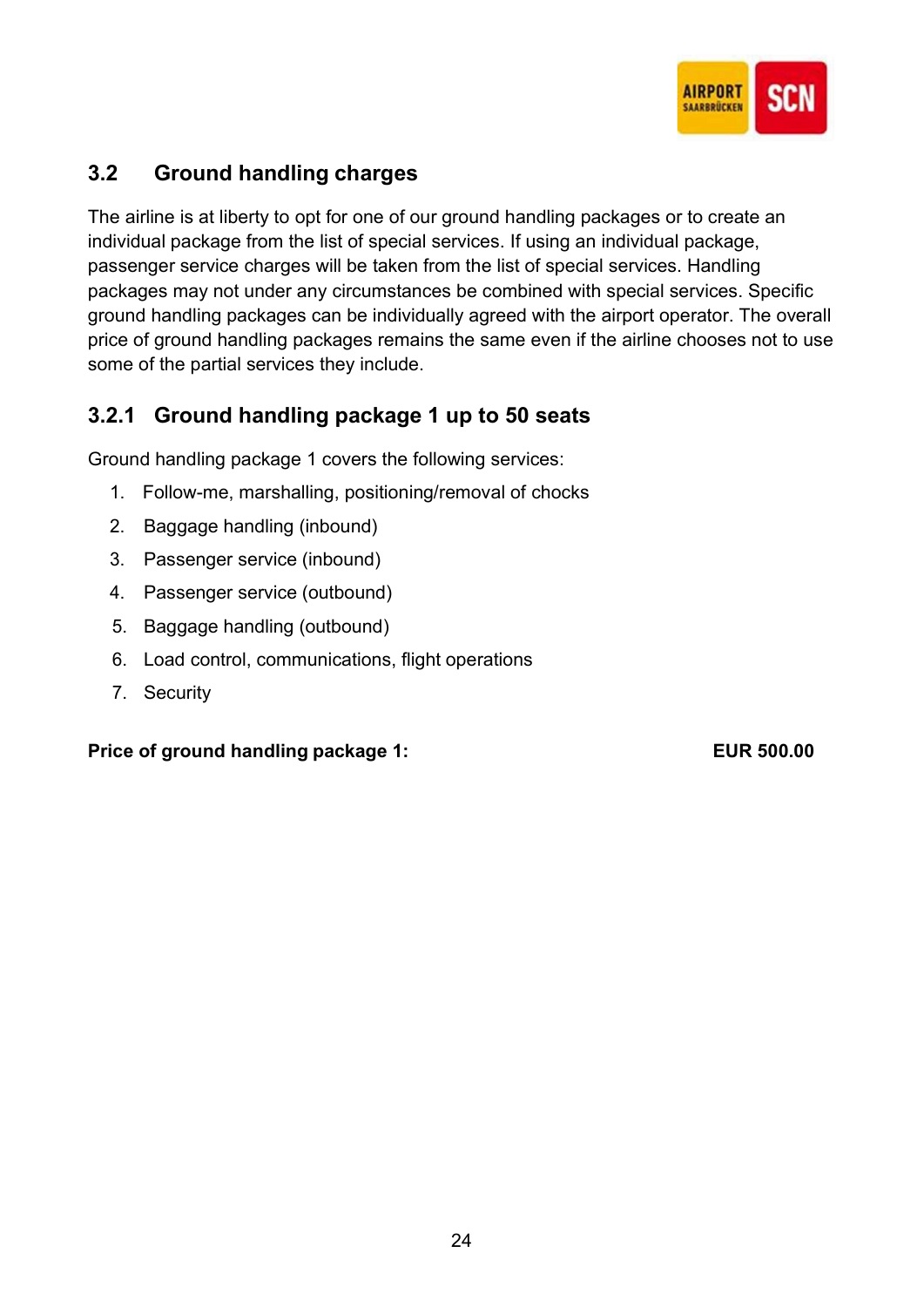## 3.2 Ground handling charges

The airline is at liberty to opt for one of our ground handling packages or to create an individual package from the list of special services. If using an individual package, passenger service charges will be taken from the list of special services. Handling packages may not under any circumstances be combined with special services. Specific ground handling packages can be individually agreed with the airport operator. The overall price of ground handling packages remains the same even if the airline chooses not to use some of the partial services they include.

### 3.2.1 Ground handling package 1 up to 50 seats

Ground handling package 1 covers the following services:

1. Follow-me, marshalling, positioning/removal of chocks
2. Baggage handling (inbound)
3. Passenger service (inbound)
4. Passenger service (outbound)
5. Baggage handling (outbound)
6. Load control, communications, flight operations
7. Security

**Price of ground handling package 1:** **EUR 500.00**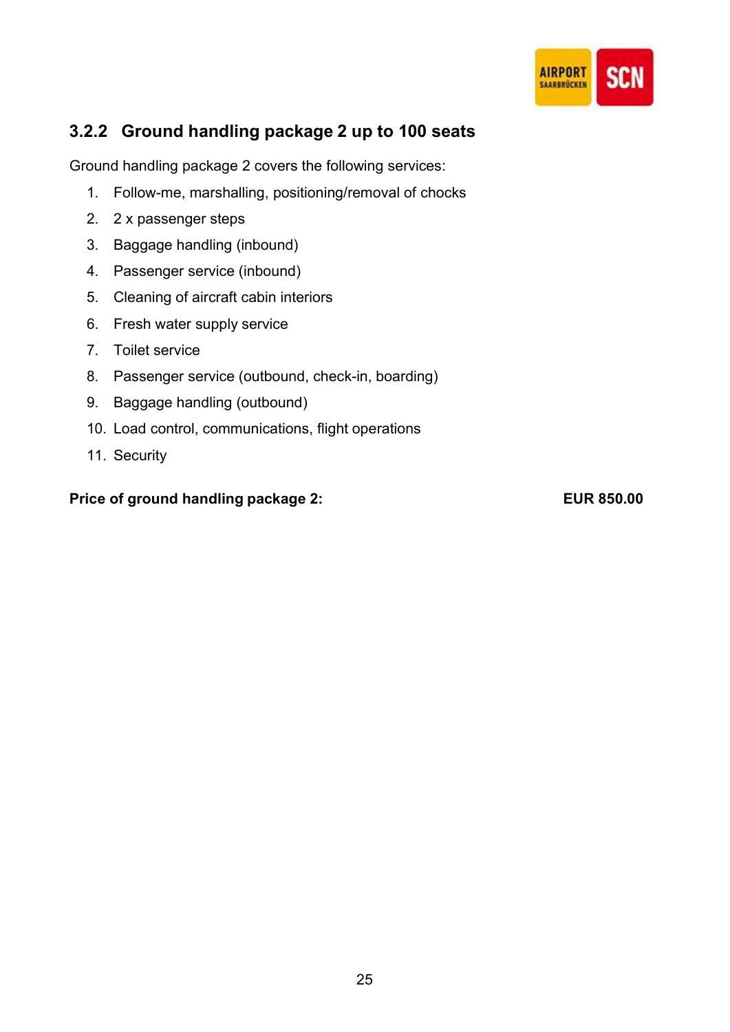### 3.2.2 Ground handling package 2 up to 100 seats

Ground handling package 2 covers the following services:

1. Follow-me, marshalling, positioning/removal of chocks
2. 2 x passenger steps
3. Baggage handling (inbound)
4. Passenger service (inbound)
5. Cleaning of aircraft cabin interiors
6. Fresh water supply service
7. Toilet service
8. Passenger service (outbound, check-in, boarding)
9. Baggage handling (outbound)
10. Load control, communications, flight operations
11. Security

**Price of ground handling package 2:** **EUR 850.00**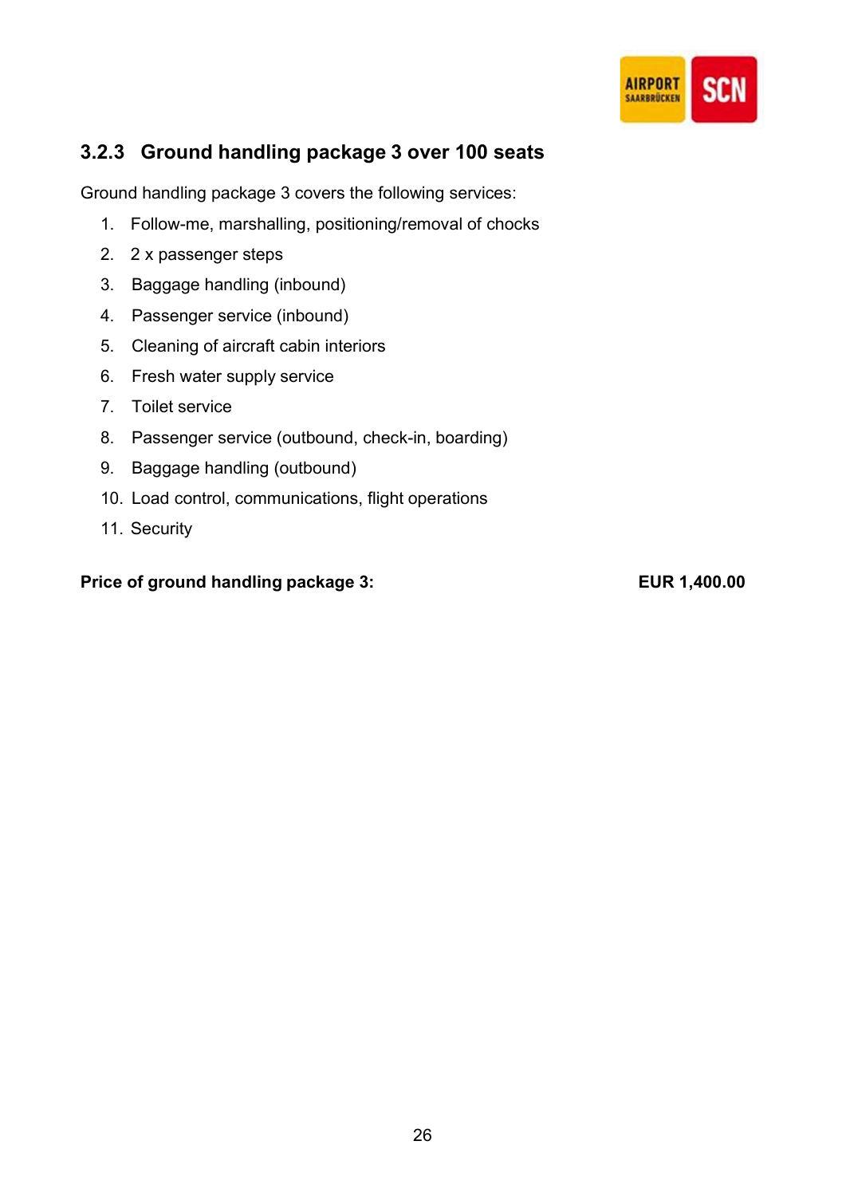### 3.2.3 Ground handling package 3 over 100 seats

Ground handling package 3 covers the following services:

1. Follow-me, marshalling, positioning/removal of chocks
2. 2 x passenger steps
3. Baggage handling (inbound)
4. Passenger service (inbound)
5. Cleaning of aircraft cabin interiors
6. Fresh water supply service
7. Toilet service
8. Passenger service (outbound, check-in, boarding)
9. Baggage handling (outbound)
10. Load control, communications, flight operations
11. Security

**Price of ground handling package 3:** **EUR 1,400.00**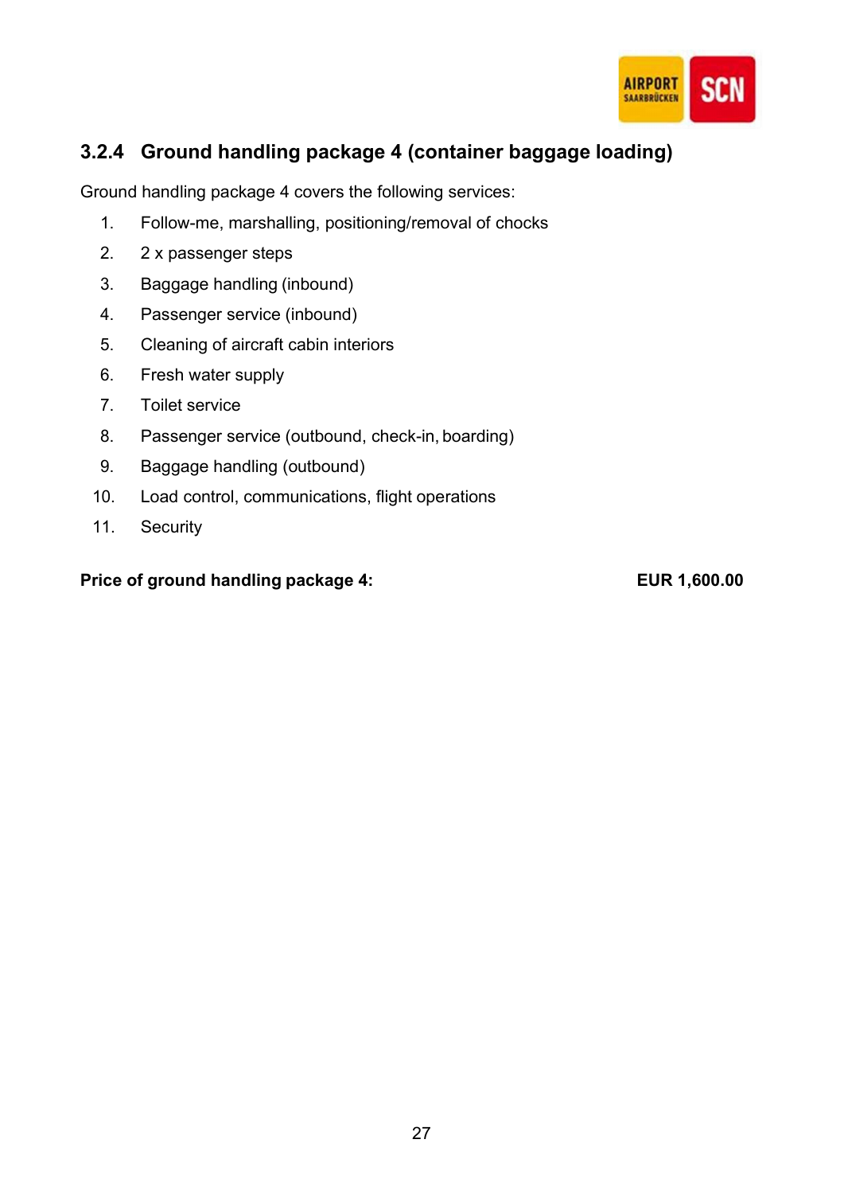### 3.2.4 Ground handling package 4 (container baggage loading)

Ground handling package 4 covers the following services:

1. Follow-me, marshalling, positioning/removal of chocks
2. 2 x passenger steps
3. Baggage handling (inbound)
4. Passenger service (inbound)
5. Cleaning of aircraft cabin interiors
6. Fresh water supply
7. Toilet service
8. Passenger service (outbound, check-in, boarding)
9. Baggage handling (outbound)
10. Load control, communications, flight operations
11. Security

**Price of ground handling package 4:** **EUR 1,600.00**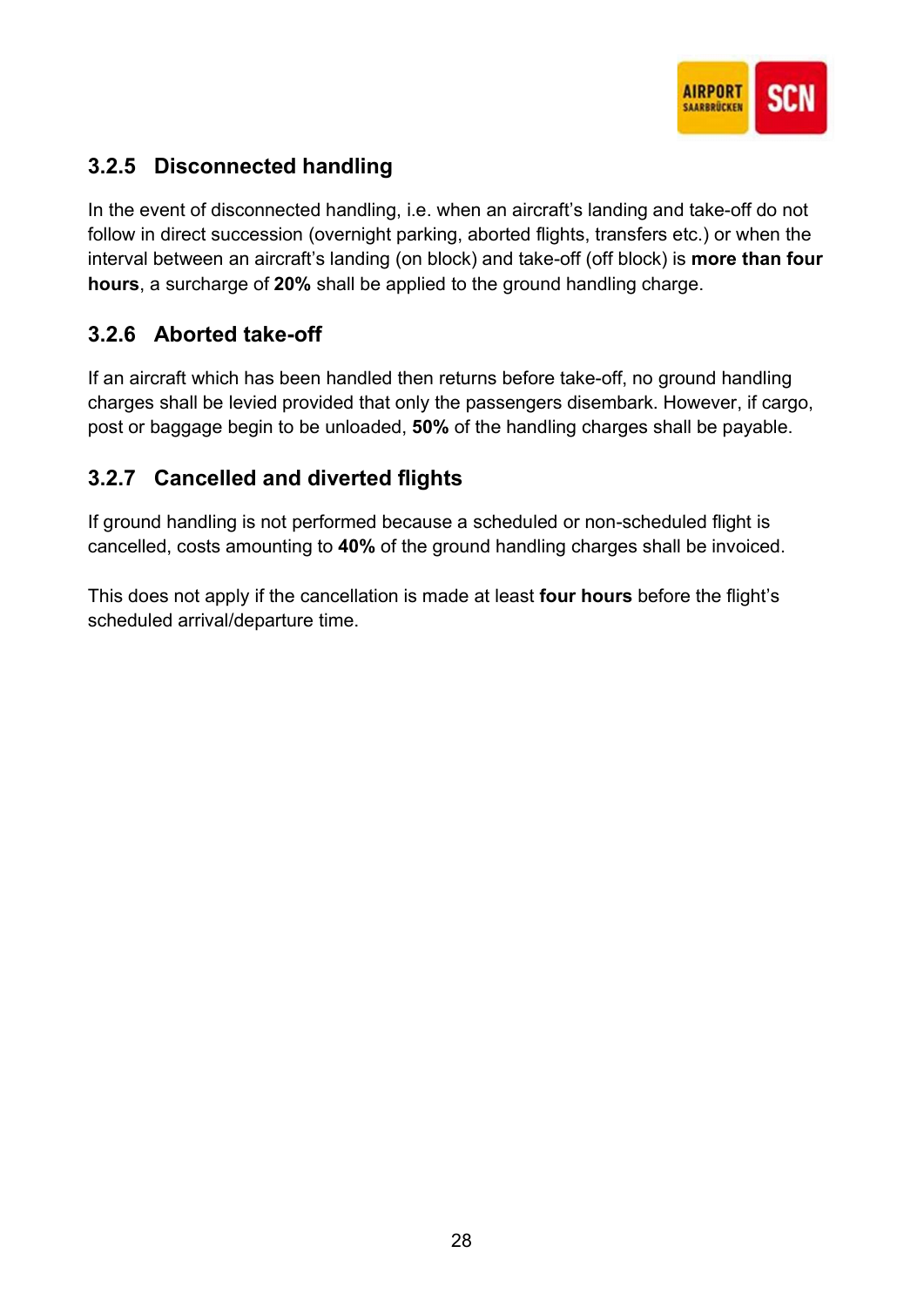### 3.2.5 Disconnected handling

In the event of disconnected handling, i.e. when an aircraft's landing and take-off do not follow in direct succession (overnight parking, aborted flights, transfers etc.) or when the interval between an aircraft's landing (on block) and take-off (off block) is **more than four hours**, a surcharge of **20%** shall be applied to the ground handling charge.

### 3.2.6 Aborted take-off

If an aircraft which has been handled then returns before take-off, no ground handling charges shall be levied provided that only the passengers disembark. However, if cargo, post or baggage begin to be unloaded, **50%** of the handling charges shall be payable.

### 3.2.7 Cancelled and diverted flights

If ground handling is not performed because a scheduled or non-scheduled flight is cancelled, costs amounting to **40%** of the ground handling charges shall be invoiced.

This does not apply if the cancellation is made at least **four hours** before the flight's scheduled arrival/departure time.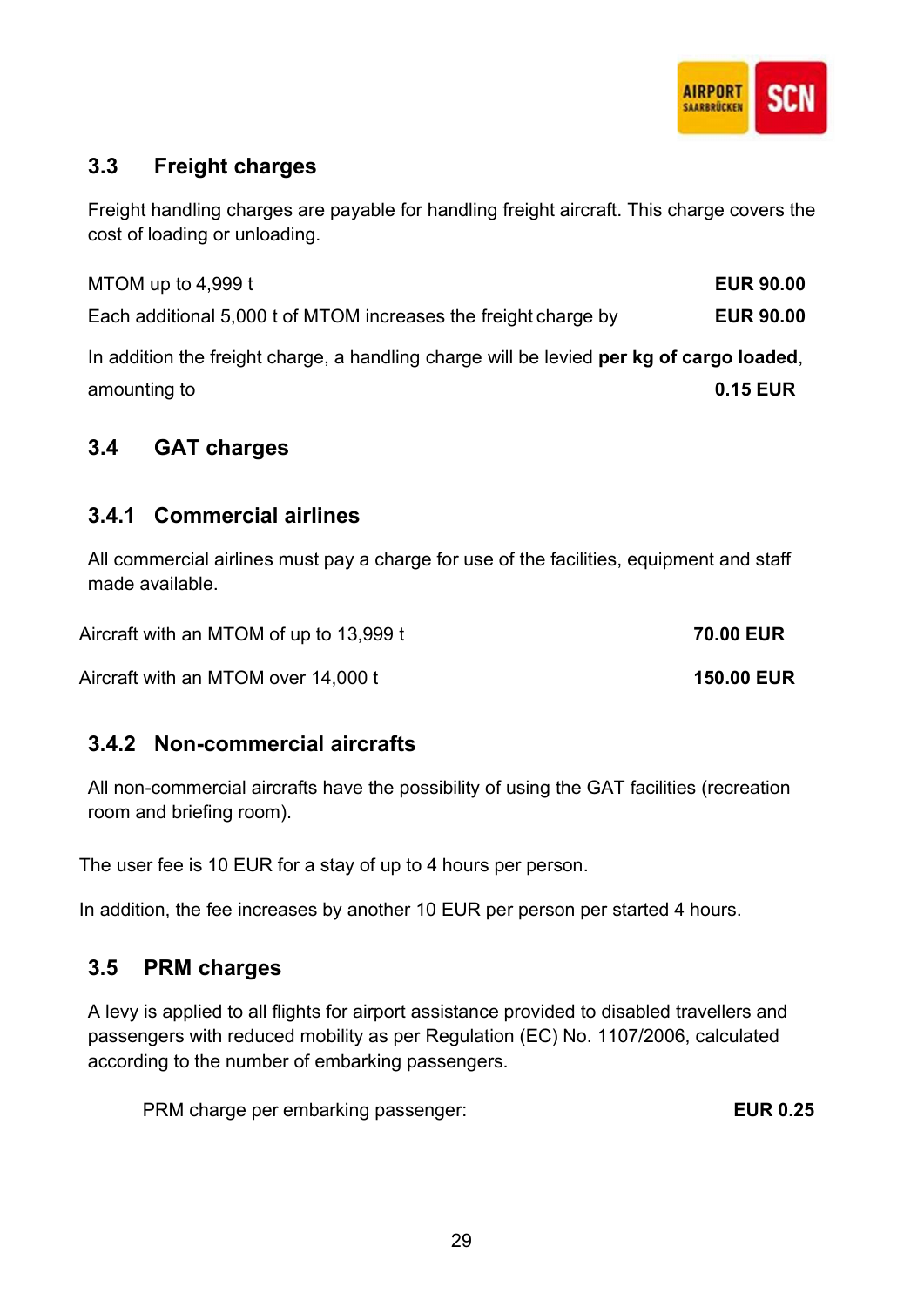## 3.3 Freight charges

Freight handling charges are payable for handling freight aircraft. This charge covers the cost of loading or unloading.

| | |
|---|---|
| MTOM up to 4,999 t | **EUR 90.00** |
| Each additional 5,000 t of MTOM increases the freight charge by | **EUR 90.00** |

In addition the freight charge, a handling charge will be levied **per kg of cargo loaded**, amounting to **0.15 EUR**

## 3.4 GAT charges

### 3.4.1 Commercial airlines

All commercial airlines must pay a charge for use of the facilities, equipment and staff made available.

| | |
|---|---|
| Aircraft with an MTOM of up to 13,999 t | **70.00 EUR** |
| Aircraft with an MTOM over 14,000 t | **150.00 EUR** |

### 3.4.2 Non-commercial aircrafts

All non-commercial aircrafts have the possibility of using the GAT facilities (recreation room and briefing room).

The user fee is 10 EUR for a stay of up to 4 hours per person.

In addition, the fee increases by another 10 EUR per person per started 4 hours.

## 3.5 PRM charges

A levy is applied to all flights for airport assistance provided to disabled travellers and passengers with reduced mobility as per Regulation (EC) No. 1107/2006, calculated according to the number of embarking passengers.

PRM charge per embarking passenger: **EUR 0.25**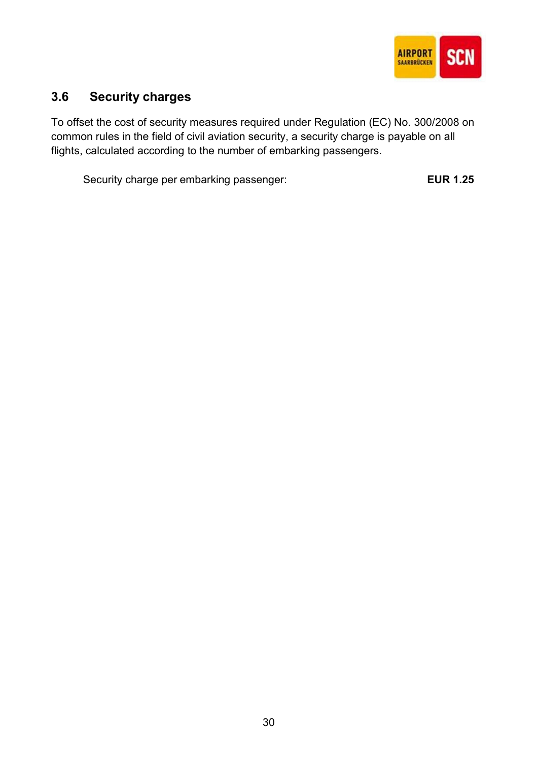## 3.6 Security charges

To offset the cost of security measures required under Regulation (EC) No. 300/2008 on common rules in the field of civil aviation security, a security charge is payable on all flights, calculated according to the number of embarking passengers.

| | |
|---|---|
| Security charge per embarking passenger: | **EUR 1.25** |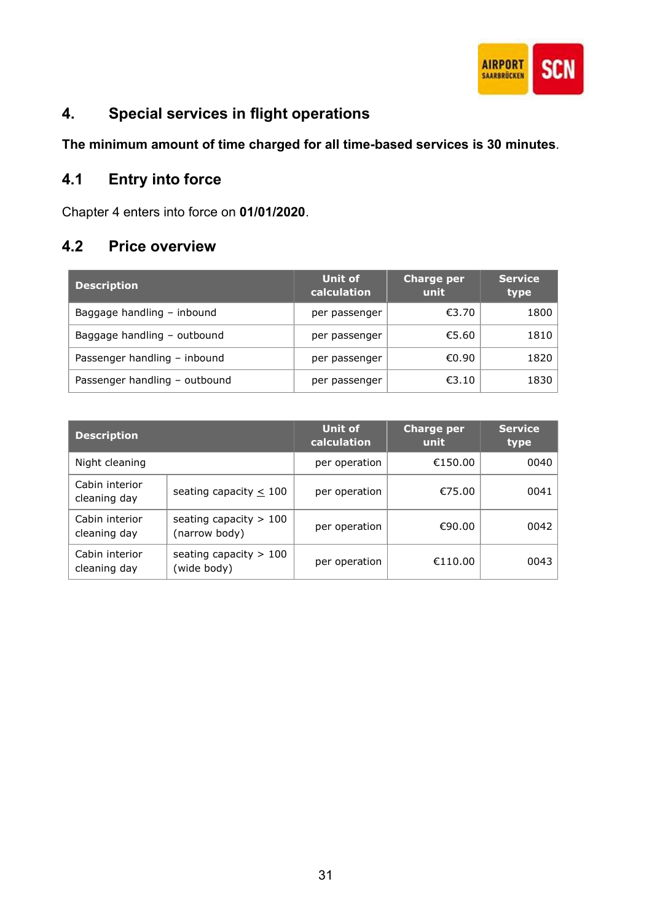## 4. Special services in flight operations

**The minimum amount of time charged for all time-based services is 30 minutes**.

### 4.1 Entry into force

Chapter 4 enters into force on **01/01/2020**.

### 4.2 Price overview

| Description | Unit of calculation | Charge per unit | Service type |
|---|---|---|---|
| Baggage handling – inbound | per passenger | €3.70 | 1800 |
| Baggage handling – outbound | per passenger | €5.60 | 1810 |
| Passenger handling – inbound | per passenger | €0.90 | 1820 |
| Passenger handling – outbound | per passenger | €3.10 | 1830 |

| Description | | Unit of calculation | Charge per unit | Service type |
|---|---|---|---|---|
| Night cleaning | | per operation | €150.00 | 0040 |
| Cabin interior cleaning day | seating capacity ≤ 100 | per operation | €75.00 | 0041 |
| Cabin interior cleaning day | seating capacity > 100 (narrow body) | per operation | €90.00 | 0042 |
| Cabin interior cleaning day | seating capacity > 100 (wide body) | per operation | €110.00 | 0043 |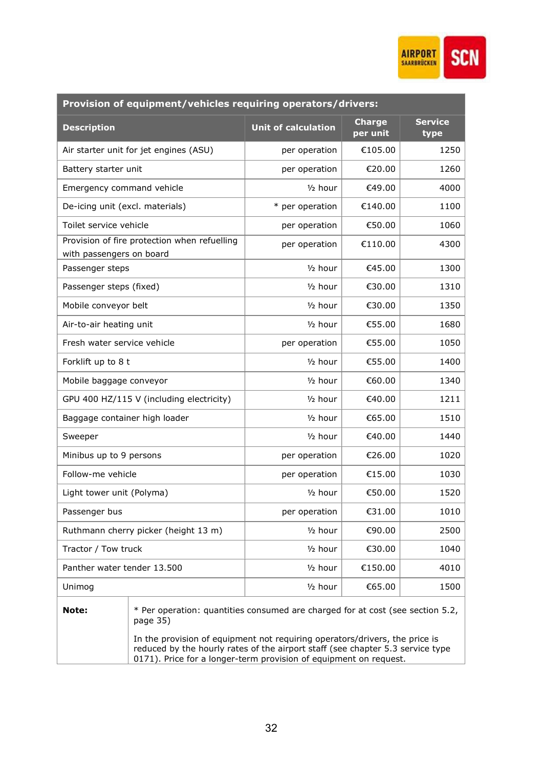| Provision of equipment/vehicles requiring operators/drivers: | | | |
|---|---|---|---|
| **Description** | **Unit of calculation** | **Charge per unit** | **Service type** |
| Air starter unit for jet engines (ASU) | per operation | €105.00 | 1250 |
| Battery starter unit | per operation | €20.00 | 1260 |
| Emergency command vehicle | ½ hour | €49.00 | 4000 |
| De-icing unit (excl. materials) | * per operation | €140.00 | 1100 |
| Toilet service vehicle | per operation | €50.00 | 1060 |
| Provision of fire protection when refuelling with passengers on board | per operation | €110.00 | 4300 |
| Passenger steps | ½ hour | €45.00 | 1300 |
| Passenger steps (fixed) | ½ hour | €30.00 | 1310 |
| Mobile conveyor belt | ½ hour | €30.00 | 1350 |
| Air-to-air heating unit | ½ hour | €55.00 | 1680 |
| Fresh water service vehicle | per operation | €55.00 | 1050 |
| Forklift up to 8 t | ½ hour | €55.00 | 1400 |
| Mobile baggage conveyor | ½ hour | €60.00 | 1340 |
| GPU 400 HZ/115 V (including electricity) | ½ hour | €40.00 | 1211 |
| Baggage container high loader | ½ hour | €65.00 | 1510 |
| Sweeper | ½ hour | €40.00 | 1440 |
| Minibus up to 9 persons | per operation | €26.00 | 1020 |
| Follow-me vehicle | per operation | €15.00 | 1030 |
| Light tower unit (Polyma) | ½ hour | €50.00 | 1520 |
| Passenger bus | per operation | €31.00 | 1010 |
| Ruthmann cherry picker (height 13 m) | ½ hour | €90.00 | 2500 |
| Tractor / Tow truck | ½ hour | €30.00 | 1040 |
| Panther water tender 13.500 | ½ hour | €150.00 | 4010 |
| Unimog | ½ hour | €65.00 | 1500 |

**Note:**

* Per operation: quantities consumed are charged for at cost (see section 5.2, page 35)

In the provision of equipment not requiring operators/drivers, the price is reduced by the hourly rates of the airport staff (see chapter 5.3 service type 0171). Price for a longer-term provision of equipment on request.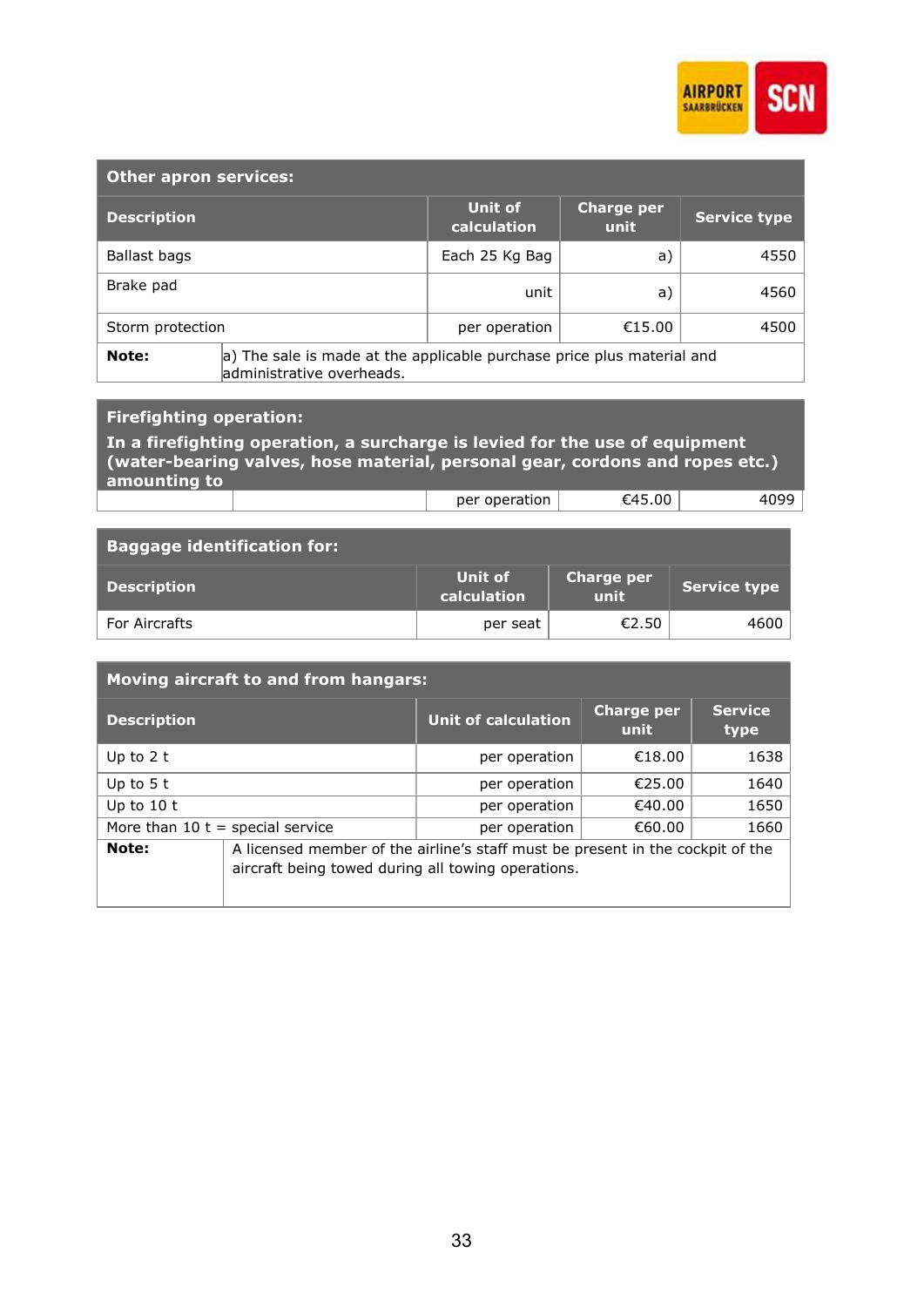| Other apron services: | | | |
|---|---|---|---|
| **Description** | **Unit of calculation** | **Charge per unit** | **Service type** |
| Ballast bags | Each 25 Kg Bag | a) | 4550 |
| Brake pad | unit | a) | 4560 |
| Storm protection | per operation | €15.00 | 4500 |
| **Note:** a) The sale is made at the applicable purchase price plus material and administrative overheads. | | | |

| Firefighting operation: In a firefighting operation, a surcharge is levied for the use of equipment (water-bearing valves, hose material, personal gear, cordons and ropes etc.) amounting to | | | |
|---|---|---|---|
| | per operation | €45.00 | 4099 |

| Baggage identification for: | | | |
|---|---|---|---|
| **Description** | **Unit of calculation** | **Charge per unit** | **Service type** |
| For Aircrafts | per seat | €2.50 | 4600 |

| Moving aircraft to and from hangars: | | | |
|---|---|---|---|
| **Description** | **Unit of calculation** | **Charge per unit** | **Service type** |
| Up to 2 t | per operation | €18.00 | 1638 |
| Up to 5 t | per operation | €25.00 | 1640 |
| Up to 10 t | per operation | €40.00 | 1650 |
| More than 10 t = special service | per operation | €60.00 | 1660 |
| **Note:** A licensed member of the airline's staff must be present in the cockpit of the aircraft being towed during all towing operations. | | | |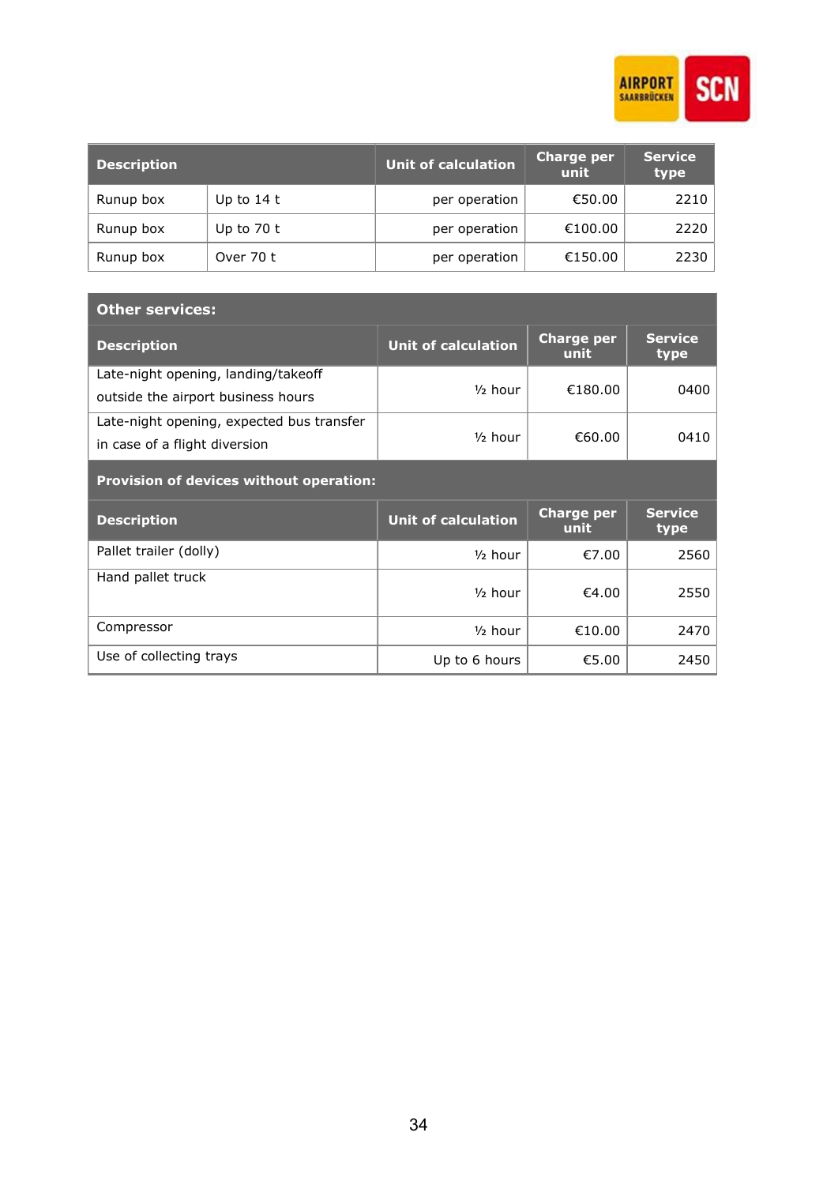| Description | | Unit of calculation | Charge per unit | Service type |
|---|---|---|---|---|
| Runup box | Up to 14 t | per operation | €50.00 | 2210 |
| Runup box | Up to 70 t | per operation | €100.00 | 2220 |
| Runup box | Over 70 t | per operation | €150.00 | 2230 |

**Other services:**

| Description | Unit of calculation | Charge per unit | Service type |
|---|---|---|---|
| Late-night opening, landing/takeoff outside the airport business hours | ½ hour | €180.00 | 0400 |
| Late-night opening, expected bus transfer in case of a flight diversion | ½ hour | €60.00 | 0410 |

**Provision of devices without operation:**

| Description | Unit of calculation | Charge per unit | Service type |
|---|---|---|---|
| Pallet trailer (dolly) | ½ hour | €7.00 | 2560 |
| Hand pallet truck | ½ hour | €4.00 | 2550 |
| Compressor | ½ hour | €10.00 | 2470 |
| Use of collecting trays | Up to 6 hours | €5.00 | 2450 |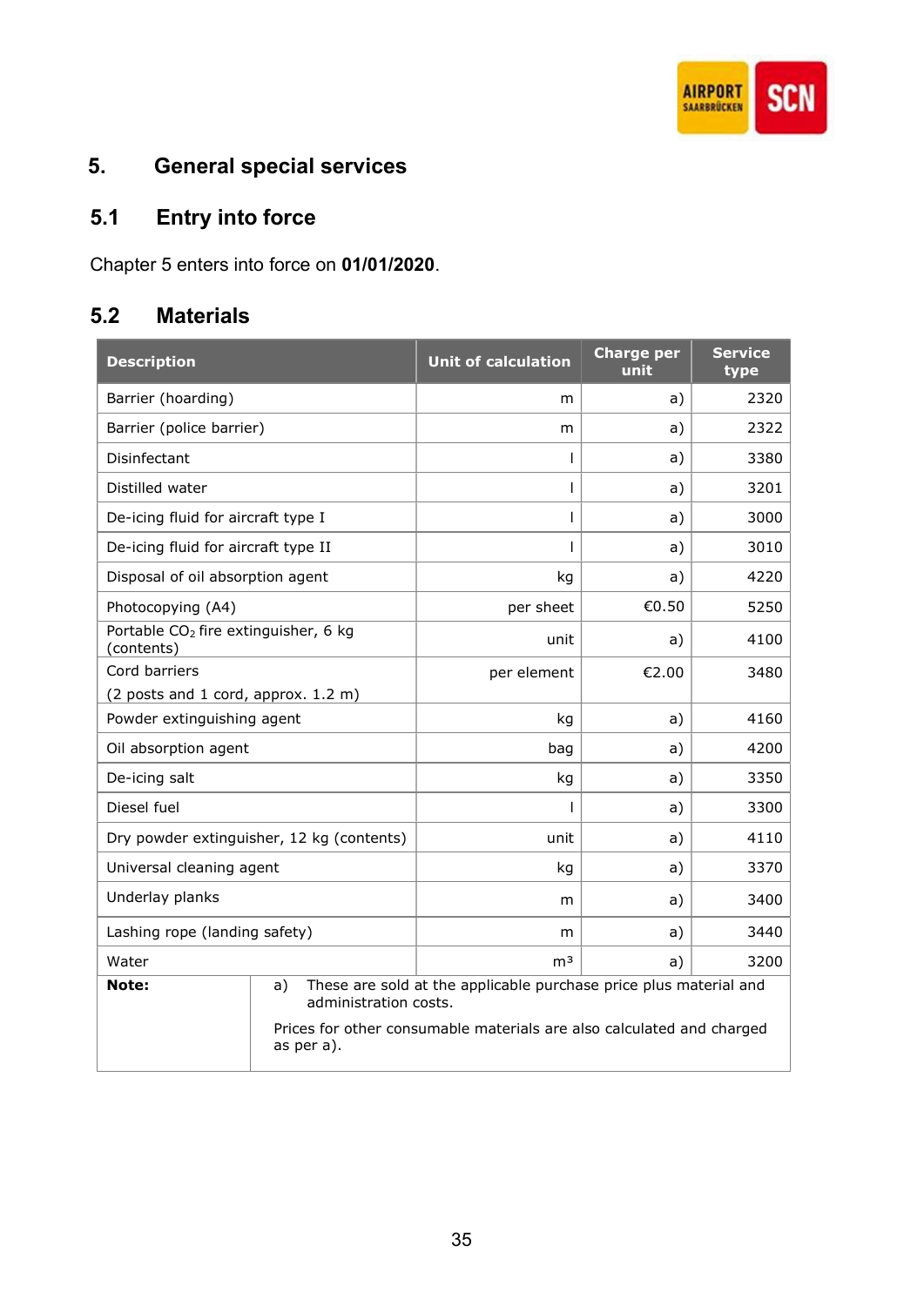## 5. General special services

### 5.1 Entry into force

Chapter 5 enters into force on **01/01/2020**.

### 5.2 Materials

| Description | Unit of calculation | Charge per unit | Service type |
|---|---|---|---|
| Barrier (hoarding) | m | a) | 2320 |
| Barrier (police barrier) | m | a) | 2322 |
| Disinfectant | l | a) | 3380 |
| Distilled water | l | a) | 3201 |
| De-icing fluid for aircraft type I | l | a) | 3000 |
| De-icing fluid for aircraft type II | l | a) | 3010 |
| Disposal of oil absorption agent | kg | a) | 4220 |
| Photocopying (A4) | per sheet | €0.50 | 5250 |
| Portable $CO_2$ fire extinguisher, 6 kg (contents) | unit | a) | 4100 |
| Cord barriers (2 posts and 1 cord, approx. 1.2 m) | per element | €2.00 | 3480 |
| Powder extinguishing agent | kg | a) | 4160 |
| Oil absorption agent | bag | a) | 4200 |
| De-icing salt | kg | a) | 3350 |
| Diesel fuel | l | a) | 3300 |
| Dry powder extinguisher, 12 kg (contents) | unit | a) | 4110 |
| Universal cleaning agent | kg | a) | 3370 |
| Underlay planks | m | a) | 3400 |
| Lashing rope (landing safety) | m | a) | 3440 |
| Water | $m^3$ | a) | 3200 |
| **Note:** | a) These are sold at the applicable purchase price plus material and administration costs. Prices for other consumable materials are also calculated and charged as per a). | | |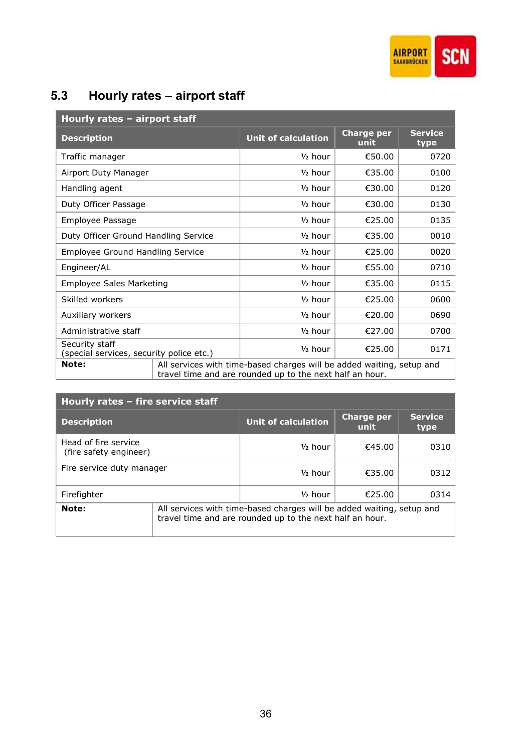## 5.3 Hourly rates – airport staff

| Hourly rates – airport staff | | | |
|---|---|---|---|
| **Description** | **Unit of calculation** | **Charge per unit** | **Service type** |
| Traffic manager | ½ hour | €50.00 | 0720 |
| Airport Duty Manager | ½ hour | €35.00 | 0100 |
| Handling agent | ½ hour | €30.00 | 0120 |
| Duty Officer Passage | ½ hour | €30.00 | 0130 |
| Employee Passage | ½ hour | €25.00 | 0135 |
| Duty Officer Ground Handling Service | ½ hour | €35.00 | 0010 |
| Employee Ground Handling Service | ½ hour | €25.00 | 0020 |
| Engineer/AL | ½ hour | €55.00 | 0710 |
| Employee Sales Marketing | ½ hour | €35.00 | 0115 |
| Skilled workers | ½ hour | €25.00 | 0600 |
| Auxiliary workers | ½ hour | €20.00 | 0690 |
| Administrative staff | ½ hour | €27.00 | 0700 |
| Security staff (special services, security police etc.) | ½ hour | €25.00 | 0171 |
| **Note:** | All services with time-based charges will be added waiting, setup and travel time and are rounded up to the next half an hour. | | |

| Hourly rates – fire service staff | | | |
|---|---|---|---|
| **Description** | **Unit of calculation** | **Charge per unit** | **Service type** |
| Head of fire service (fire safety engineer) | ½ hour | €45.00 | 0310 |
| Fire service duty manager | ½ hour | €35.00 | 0312 |
| Firefighter | ½ hour | €25.00 | 0314 |
| **Note:** | All services with time-based charges will be added waiting, setup and travel time and are rounded up to the next half an hour. | | |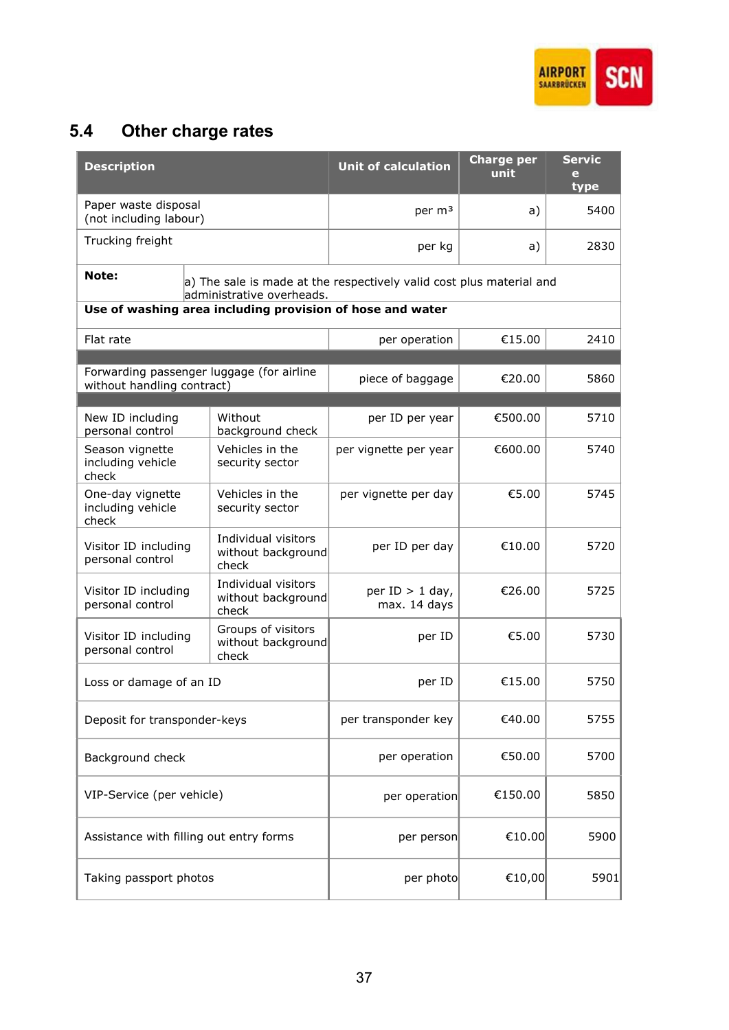## 5.4 Other charge rates

| Description | | Unit of calculation | Charge per unit | Service type |
|---|---|---|---|---|
| Paper waste disposal (not including labour) | | per m³ | a) | 5400 |
| Trucking freight | | per kg | a) | 2830 |
| **Note:** | a) The sale is made at the respectively valid cost plus material and administrative overheads. | | | |
| **Use of washing area including provision of hose and water** | | | | |
| Flat rate | | per operation | €15.00 | 2410 |
| | | | | |
| Forwarding passenger luggage (for airline without handling contract) | | piece of baggage | €20.00 | 5860 |
| | | | | |
| New ID including personal control | Without background check | per ID per year | €500.00 | 5710 |
| Season vignette including vehicle check | Vehicles in the security sector | per vignette per year | €600.00 | 5740 |
| One-day vignette including vehicle check | Vehicles in the security sector | per vignette per day | €5.00 | 5745 |
| Visitor ID including personal control | Individual visitors without background check | per ID per day | €10.00 | 5720 |
| Visitor ID including personal control | Individual visitors without background check | per ID > 1 day, max. 14 days | €26.00 | 5725 |
| Visitor ID including personal control | Groups of visitors without background check | per ID | €5.00 | 5730 |
| Loss or damage of an ID | | per ID | €15.00 | 5750 |
| Deposit for transponder-keys | | per transponder key | €40.00 | 5755 |
| Background check | | per operation | €50.00 | 5700 |
| VIP-Service (per vehicle) | | per operation | €150.00 | 5850 |
| Assistance with filling out entry forms | | per person | €10.00 | 5900 |
| Taking passport photos | | per photo | €10,00 | 5901 |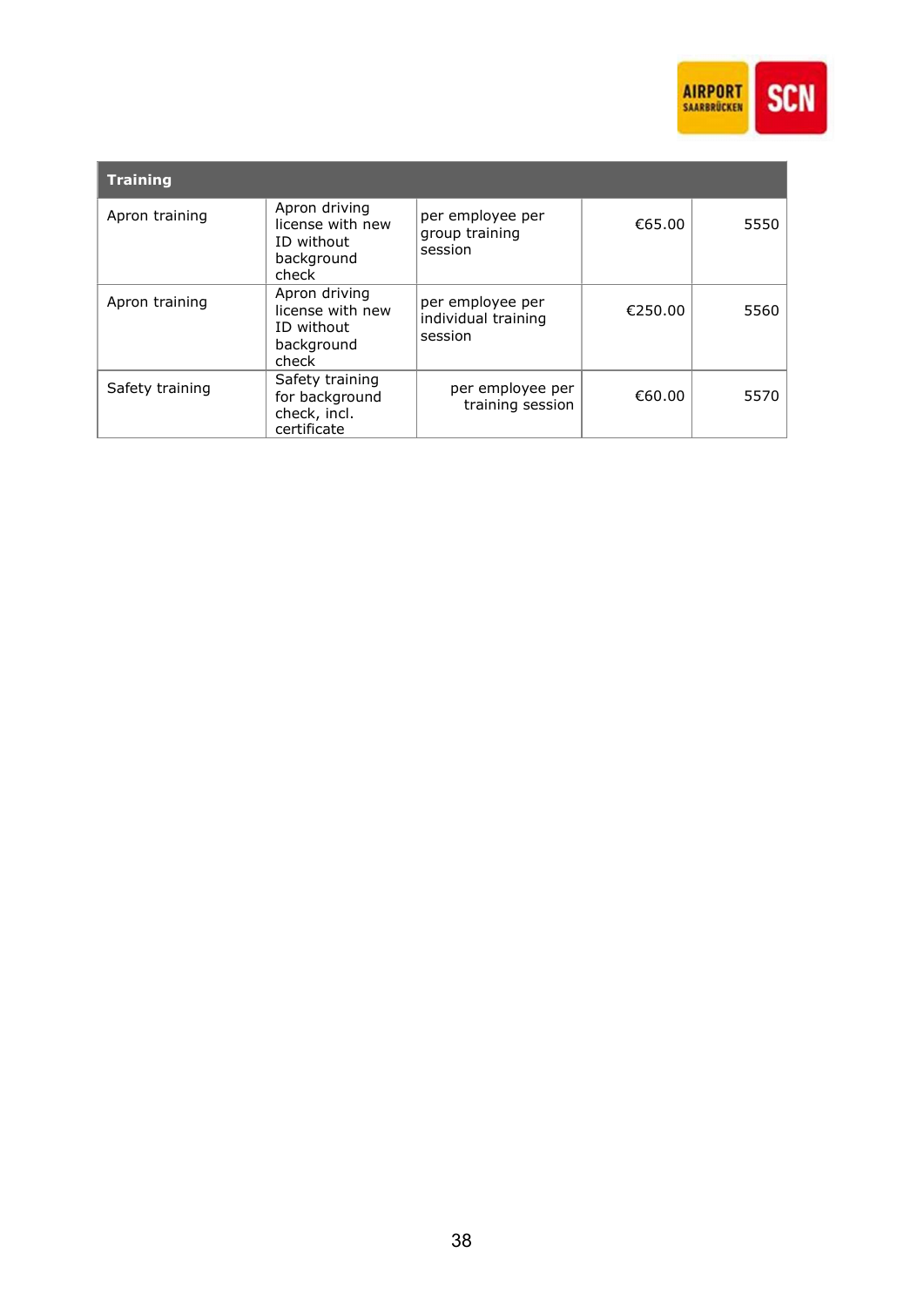| Training | | | | |
|---|---|---|---|---|
| Apron training | Apron driving license with new ID without background check | per employee per group training session | €65.00 | 5550 |
| Apron training | Apron driving license with new ID without background check | per employee per individual training session | €250.00 | 5560 |
| Safety training | Safety training for background check, incl. certificate | per employee per training session | €60.00 | 5570 |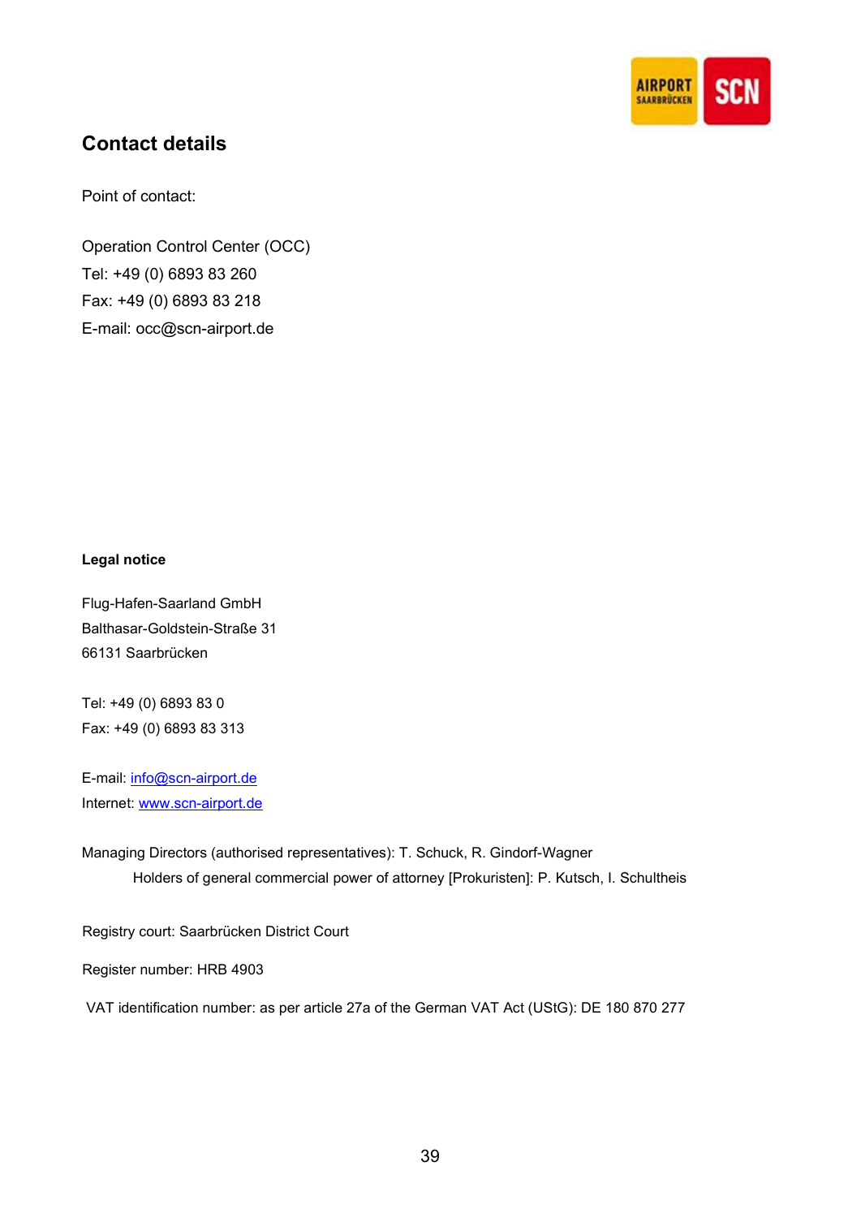## Contact details

Point of contact:

Operation Control Center (OCC)
Tel: +49 (0) 6893 83 260
Fax: +49 (0) 6893 83 218
E-mail: occ@scn-airport.de

**Legal notice**

Flug-Hafen-Saarland GmbH
Balthasar-Goldstein-Straße 31
66131 Saarbrücken

Tel: +49 (0) 6893 83 0
Fax: +49 (0) 6893 83 313

E-mail: info@scn-airport.de
Internet: www.scn-airport.de

Managing Directors (authorised representatives): T. Schuck, R. Gindorf-Wagner
Holders of general commercial power of attorney [Prokuristen]: P. Kutsch, I. Schultheis

Registry court: Saarbrücken District Court

Register number: HRB 4903

VAT identification number: as per article 27a of the German VAT Act (UStG): DE 180 870 277